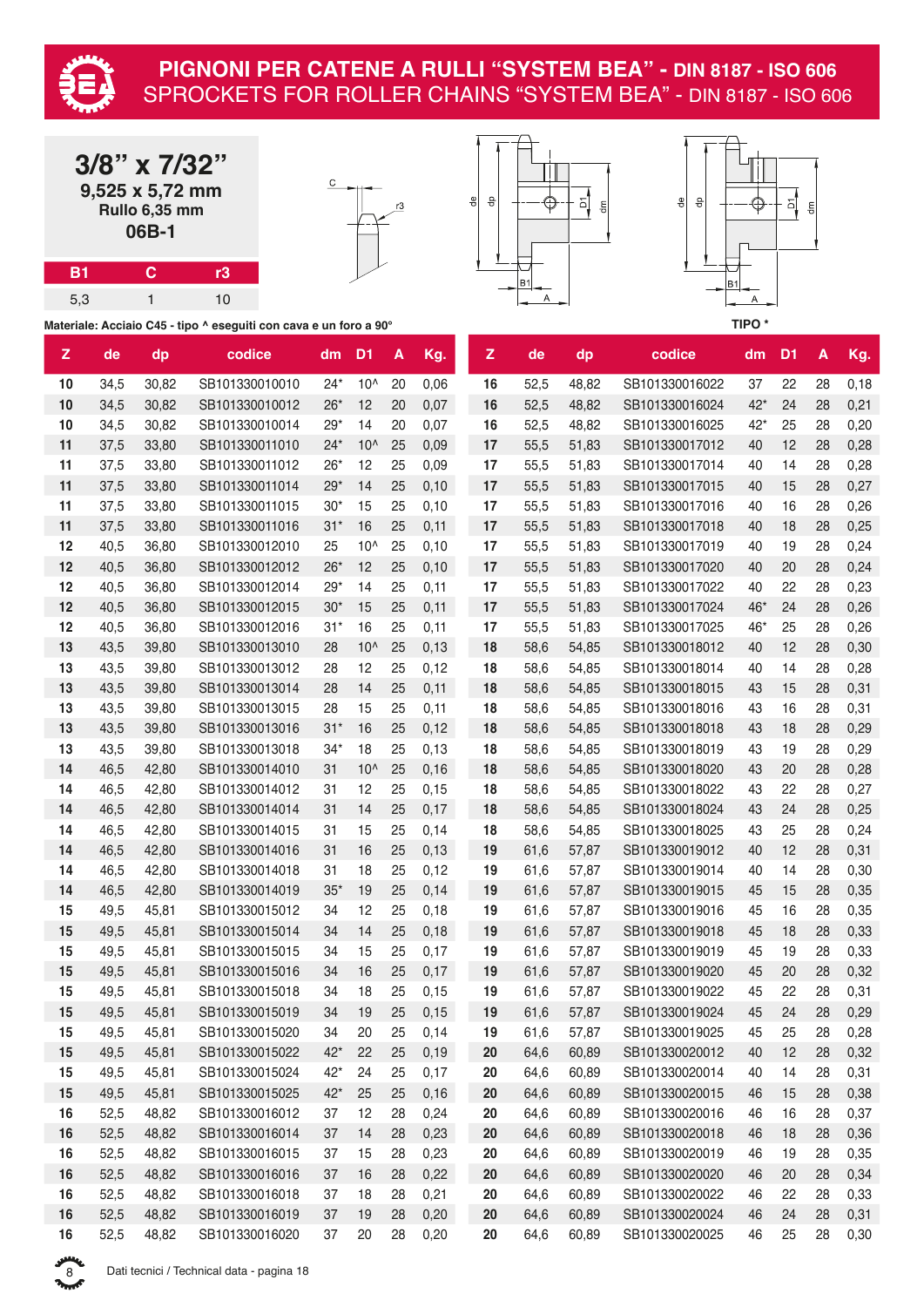# PIGNONI PER CATENE A RULLI "SYSTEM BEA" - DIN 8187 - ISO 606

## SPROCKETS FOR ROLLER CHAINS "SYSTEM BEA" - DIN 8187 - ISO 606

**3/8" x 7/32"**

**9,525 x 5,72 mm**

**Rullo 6,35 mm**

**06B-1**

| B1 | C | r3 |
|---|---|---|
| 5,3 | 1 | 10 |

**Materiale: Acciaio C45 - tipo ^ eseguiti con cava e un foro a 90°**

**TIPO ***

| Z | de | dp | codice | dm | D1 | A | Kg. |
|---|---|---|---|---|---|---|---|
| 10 | 34,5 | 30,82 | SB101330010010 | 24* | 10^ | 20 | 0,06 |
| 10 | 34,5 | 30,82 | SB101330010012 | 26* | 12 | 20 | 0,07 |
| 10 | 34,5 | 30,82 | SB101330010014 | 29* | 14 | 20 | 0,07 |
| 11 | 37,5 | 33,80 | SB101330011010 | 24* | 10^ | 25 | 0,09 |
| 11 | 37,5 | 33,80 | SB101330011012 | 26* | 12 | 25 | 0,09 |
| 11 | 37,5 | 33,80 | SB101330011014 | 29* | 14 | 25 | 0,10 |
| 11 | 37,5 | 33,80 | SB101330011015 | 30* | 15 | 25 | 0,10 |
| 11 | 37,5 | 33,80 | SB101330011016 | 31* | 16 | 25 | 0,11 |
| 12 | 40,5 | 36,80 | SB101330012010 | 25 | 10^ | 25 | 0,10 |
| 12 | 40,5 | 36,80 | SB101330012012 | 26* | 12 | 25 | 0,10 |
| 12 | 40,5 | 36,80 | SB101330012014 | 29* | 14 | 25 | 0,11 |
| 12 | 40,5 | 36,80 | SB101330012015 | 30* | 15 | 25 | 0,11 |
| 12 | 40,5 | 36,80 | SB101330012016 | 31* | 16 | 25 | 0,11 |
| 13 | 43,5 | 39,80 | SB101330013010 | 28 | 10^ | 25 | 0,13 |
| 13 | 43,5 | 39,80 | SB101330013012 | 28 | 12 | 25 | 0,12 |
| 13 | 43,5 | 39,80 | SB101330013014 | 28 | 14 | 25 | 0,11 |
| 13 | 43,5 | 39,80 | SB101330013015 | 28 | 15 | 25 | 0,11 |
| 13 | 43,5 | 39,80 | SB101330013016 | 31* | 16 | 25 | 0,12 |
| 13 | 43,5 | 39,80 | SB101330013018 | 34* | 18 | 25 | 0,13 |
| 14 | 46,5 | 42,80 | SB101330014010 | 31 | 10^ | 25 | 0,16 |
| 14 | 46,5 | 42,80 | SB101330014012 | 31 | 12 | 25 | 0,15 |
| 14 | 46,5 | 42,80 | SB101330014014 | 31 | 14 | 25 | 0,17 |
| 14 | 46,5 | 42,80 | SB101330014015 | 31 | 15 | 25 | 0,14 |
| 14 | 46,5 | 42,80 | SB101330014016 | 31 | 16 | 25 | 0,13 |
| 14 | 46,5 | 42,80 | SB101330014018 | 31 | 18 | 25 | 0,12 |
| 14 | 46,5 | 42,80 | SB101330014019 | 35* | 19 | 25 | 0,14 |
| 15 | 49,5 | 45,81 | SB101330015012 | 34 | 12 | 25 | 0,18 |
| 15 | 49,5 | 45,81 | SB101330015014 | 34 | 14 | 25 | 0,18 |
| 15 | 49,5 | 45,81 | SB101330015015 | 34 | 15 | 25 | 0,17 |
| 15 | 49,5 | 45,81 | SB101330015016 | 34 | 16 | 25 | 0,17 |
| 15 | 49,5 | 45,81 | SB101330015018 | 34 | 18 | 25 | 0,15 |
| 15 | 49,5 | 45,81 | SB101330015019 | 34 | 19 | 25 | 0,15 |
| 15 | 49,5 | 45,81 | SB101330015020 | 34 | 20 | 25 | 0,14 |
| 15 | 49,5 | 45,81 | SB101330015022 | 42* | 22 | 25 | 0,19 |
| 15 | 49,5 | 45,81 | SB101330015024 | 42* | 24 | 25 | 0,17 |
| 15 | 49,5 | 45,81 | SB101330015025 | 42* | 25 | 25 | 0,16 |
| 16 | 52,5 | 48,82 | SB101330016012 | 37 | 12 | 28 | 0,24 |
| 16 | 52,5 | 48,82 | SB101330016014 | 37 | 14 | 28 | 0,23 |
| 16 | 52,5 | 48,82 | SB101330016015 | 37 | 15 | 28 | 0,23 |
| 16 | 52,5 | 48,82 | SB101330016016 | 37 | 16 | 28 | 0,22 |
| 16 | 52,5 | 48,82 | SB101330016018 | 37 | 18 | 28 | 0,21 |
| 16 | 52,5 | 48,82 | SB101330016019 | 37 | 19 | 28 | 0,20 |
| 16 | 52,5 | 48,82 | SB101330016020 | 37 | 20 | 28 | 0,20 |
| 16 | 52,5 | 48,82 | SB101330016022 | 37 | 22 | 28 | 0,18 |
| 16 | 52,5 | 48,82 | SB101330016024 | 42* | 24 | 28 | 0,21 |
| 16 | 52,5 | 48,82 | SB101330016025 | 42* | 25 | 28 | 0,20 |
| 17 | 55,5 | 51,83 | SB101330017012 | 40 | 12 | 28 | 0,28 |
| 17 | 55,5 | 51,83 | SB101330017014 | 40 | 14 | 28 | 0,28 |
| 17 | 55,5 | 51,83 | SB101330017015 | 40 | 15 | 28 | 0,27 |
| 17 | 55,5 | 51,83 | SB101330017016 | 40 | 16 | 28 | 0,26 |
| 17 | 55,5 | 51,83 | SB101330017018 | 40 | 18 | 28 | 0,25 |
| 17 | 55,5 | 51,83 | SB101330017019 | 40 | 19 | 28 | 0,24 |
| 17 | 55,5 | 51,83 | SB101330017020 | 40 | 20 | 28 | 0,24 |
| 17 | 55,5 | 51,83 | SB101330017022 | 40 | 22 | 28 | 0,23 |
| 17 | 55,5 | 51,83 | SB101330017024 | 46* | 24 | 28 | 0,26 |
| 17 | 55,5 | 51,83 | SB101330017025 | 46* | 25 | 28 | 0,26 |
| 18 | 58,6 | 54,85 | SB101330018012 | 40 | 12 | 28 | 0,30 |
| 18 | 58,6 | 54,85 | SB101330018014 | 40 | 14 | 28 | 0,28 |
| 18 | 58,6 | 54,85 | SB101330018015 | 43 | 15 | 28 | 0,31 |
| 18 | 58,6 | 54,85 | SB101330018016 | 43 | 16 | 28 | 0,31 |
| 18 | 58,6 | 54,85 | SB101330018018 | 43 | 18 | 28 | 0,29 |
| 18 | 58,6 | 54,85 | SB101330018019 | 43 | 19 | 28 | 0,29 |
| 18 | 58,6 | 54,85 | SB101330018020 | 43 | 20 | 28 | 0,28 |
| 18 | 58,6 | 54,85 | SB101330018022 | 43 | 22 | 28 | 0,27 |
| 18 | 58,6 | 54,85 | SB101330018024 | 43 | 24 | 28 | 0,25 |
| 18 | 58,6 | 54,85 | SB101330018025 | 43 | 25 | 28 | 0,24 |
| 19 | 61,6 | 57,87 | SB101330019012 | 40 | 12 | 28 | 0,31 |
| 19 | 61,6 | 57,87 | SB101330019014 | 40 | 14 | 28 | 0,30 |
| 19 | 61,6 | 57,87 | SB101330019015 | 45 | 15 | 28 | 0,35 |
| 19 | 61,6 | 57,87 | SB101330019016 | 45 | 16 | 28 | 0,35 |
| 19 | 61,6 | 57,87 | SB101330019018 | 45 | 18 | 28 | 0,33 |
| 19 | 61,6 | 57,87 | SB101330019019 | 45 | 19 | 28 | 0,33 |
| 19 | 61,6 | 57,87 | SB101330019020 | 45 | 20 | 28 | 0,32 |
| 19 | 61,6 | 57,87 | SB101330019022 | 45 | 22 | 28 | 0,31 |
| 19 | 61,6 | 57,87 | SB101330019024 | 45 | 24 | 28 | 0,29 |
| 19 | 61,6 | 57,87 | SB101330019025 | 45 | 25 | 28 | 0,28 |
| 20 | 64,6 | 60,89 | SB101330020012 | 40 | 12 | 28 | 0,32 |
| 20 | 64,6 | 60,89 | SB101330020014 | 40 | 14 | 28 | 0,31 |
| 20 | 64,6 | 60,89 | SB101330020015 | 46 | 15 | 28 | 0,38 |
| 20 | 64,6 | 60,89 | SB101330020016 | 46 | 16 | 28 | 0,37 |
| 20 | 64,6 | 60,89 | SB101330020018 | 46 | 18 | 28 | 0,36 |
| 20 | 64,6 | 60,89 | SB101330020019 | 46 | 19 | 28 | 0,35 |
| 20 | 64,6 | 60,89 | SB101330020020 | 46 | 20 | 28 | 0,34 |
| 20 | 64,6 | 60,89 | SB101330020022 | 46 | 22 | 28 | 0,33 |
| 20 | 64,6 | 60,89 | SB101330020024 | 46 | 24 | 28 | 0,31 |
| 20 | 64,6 | 60,89 | SB101330020025 | 46 | 25 | 28 | 0,30 |

Dati tecnici / Technical data - pagina 18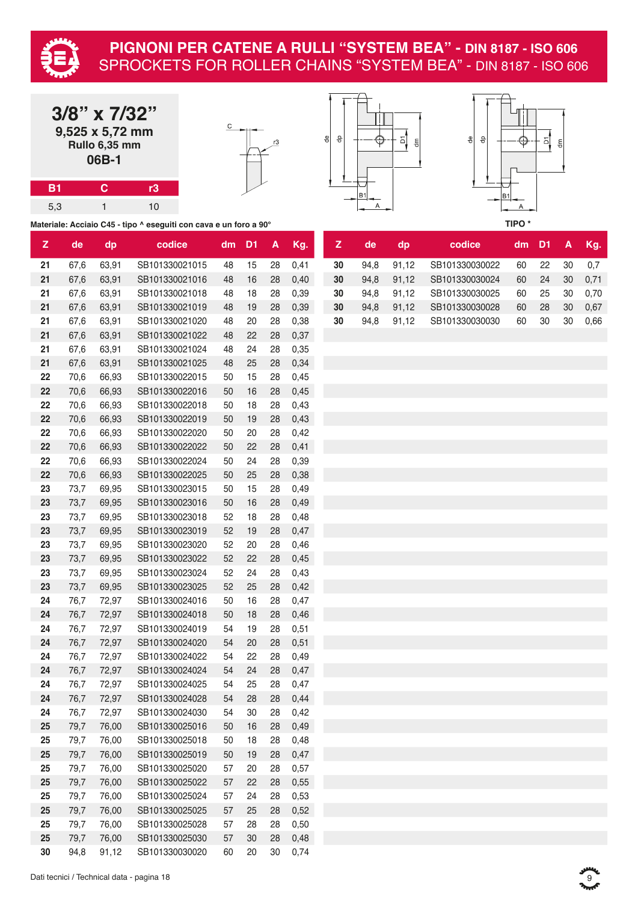# PIGNONI PER CATENE A RULLI "SYSTEM BEA" - DIN 8187 - ISO 606
## SPROCKETS FOR ROLLER CHAINS "SYSTEM BEA" - DIN 8187 - ISO 606

### 3/8" x 7/32"
**9,525 x 5,72 mm**
**Rullo 6,35 mm**
**06B-1**

| B1 | C | r3 |
|---|---|---|
| 5,3 | 1 | 10 |

**Materiale: Acciaio C45 - tipo ^ eseguiti con cava e un foro a 90°**

TIPO *

| Z | de | dp | codice | dm | D1 | A | Kg. |
|---|---|---|---|---|---|---|---|
| 21 | 67,6 | 63,91 | SB101330021015 | 48 | 15 | 28 | 0,41 |
| 21 | 67,6 | 63,91 | SB101330021016 | 48 | 16 | 28 | 0,40 |
| 21 | 67,6 | 63,91 | SB101330021018 | 48 | 18 | 28 | 0,39 |
| 21 | 67,6 | 63,91 | SB101330021019 | 48 | 19 | 28 | 0,39 |
| 21 | 67,6 | 63,91 | SB101330021020 | 48 | 20 | 28 | 0,38 |
| 21 | 67,6 | 63,91 | SB101330021022 | 48 | 22 | 28 | 0,37 |
| 21 | 67,6 | 63,91 | SB101330021024 | 48 | 24 | 28 | 0,35 |
| 21 | 67,6 | 63,91 | SB101330021025 | 48 | 25 | 28 | 0,34 |
| 22 | 70,6 | 66,93 | SB101330022015 | 50 | 15 | 28 | 0,45 |
| 22 | 70,6 | 66,93 | SB101330022016 | 50 | 16 | 28 | 0,45 |
| 22 | 70,6 | 66,93 | SB101330022018 | 50 | 18 | 28 | 0,43 |
| 22 | 70,6 | 66,93 | SB101330022019 | 50 | 19 | 28 | 0,43 |
| 22 | 70,6 | 66,93 | SB101330022020 | 50 | 20 | 28 | 0,42 |
| 22 | 70,6 | 66,93 | SB101330022022 | 50 | 22 | 28 | 0,41 |
| 22 | 70,6 | 66,93 | SB101330022024 | 50 | 24 | 28 | 0,39 |
| 22 | 70,6 | 66,93 | SB101330022025 | 50 | 25 | 28 | 0,38 |
| 23 | 73,7 | 69,95 | SB101330023015 | 50 | 15 | 28 | 0,49 |
| 23 | 73,7 | 69,95 | SB101330023016 | 50 | 16 | 28 | 0,49 |
| 23 | 73,7 | 69,95 | SB101330023018 | 52 | 18 | 28 | 0,48 |
| 23 | 73,7 | 69,95 | SB101330023019 | 52 | 19 | 28 | 0,47 |
| 23 | 73,7 | 69,95 | SB101330023020 | 52 | 20 | 28 | 0,46 |
| 23 | 73,7 | 69,95 | SB101330023022 | 52 | 22 | 28 | 0,45 |
| 23 | 73,7 | 69,95 | SB101330023024 | 52 | 24 | 28 | 0,43 |
| 23 | 73,7 | 69,95 | SB101330023025 | 52 | 25 | 28 | 0,42 |
| 24 | 76,7 | 72,97 | SB101330024016 | 50 | 16 | 28 | 0,47 |
| 24 | 76,7 | 72,97 | SB101330024018 | 50 | 18 | 28 | 0,46 |
| 24 | 76,7 | 72,97 | SB101330024019 | 54 | 19 | 28 | 0,51 |
| 24 | 76,7 | 72,97 | SB101330024020 | 54 | 20 | 28 | 0,51 |
| 24 | 76,7 | 72,97 | SB101330024022 | 54 | 22 | 28 | 0,49 |
| 24 | 76,7 | 72,97 | SB101330024024 | 54 | 24 | 28 | 0,47 |
| 24 | 76,7 | 72,97 | SB101330024025 | 54 | 25 | 28 | 0,47 |
| 24 | 76,7 | 72,97 | SB101330024028 | 54 | 28 | 28 | 0,44 |
| 24 | 76,7 | 72,97 | SB101330024030 | 54 | 30 | 28 | 0,42 |
| 25 | 79,7 | 76,00 | SB101330025016 | 50 | 16 | 28 | 0,49 |
| 25 | 79,7 | 76,00 | SB101330025018 | 50 | 18 | 28 | 0,48 |
| 25 | 79,7 | 76,00 | SB101330025019 | 50 | 19 | 28 | 0,47 |
| 25 | 79,7 | 76,00 | SB101330025020 | 57 | 20 | 28 | 0,57 |
| 25 | 79,7 | 76,00 | SB101330025022 | 57 | 22 | 28 | 0,55 |
| 25 | 79,7 | 76,00 | SB101330025024 | 57 | 24 | 28 | 0,53 |
| 25 | 79,7 | 76,00 | SB101330025025 | 57 | 25 | 28 | 0,52 |
| 25 | 79,7 | 76,00 | SB101330025028 | 57 | 28 | 28 | 0,50 |
| 25 | 79,7 | 76,00 | SB101330025030 | 57 | 30 | 28 | 0,48 |
| 30 | 94,8 | 91,12 | SB101330030020 | 60 | 20 | 30 | 0,74 |
| 30 | 94,8 | 91,12 | SB101330030022 | 60 | 22 | 30 | 0,7 |
| 30 | 94,8 | 91,12 | SB101330030024 | 60 | 24 | 30 | 0,71 |
| 30 | 94,8 | 91,12 | SB101330030025 | 60 | 25 | 30 | 0,70 |
| 30 | 94,8 | 91,12 | SB101330030028 | 60 | 28 | 30 | 0,67 |
| 30 | 94,8 | 91,12 | SB101330030030 | 60 | 30 | 30 | 0,66 |

Dati tecnici / Technical data - pagina 18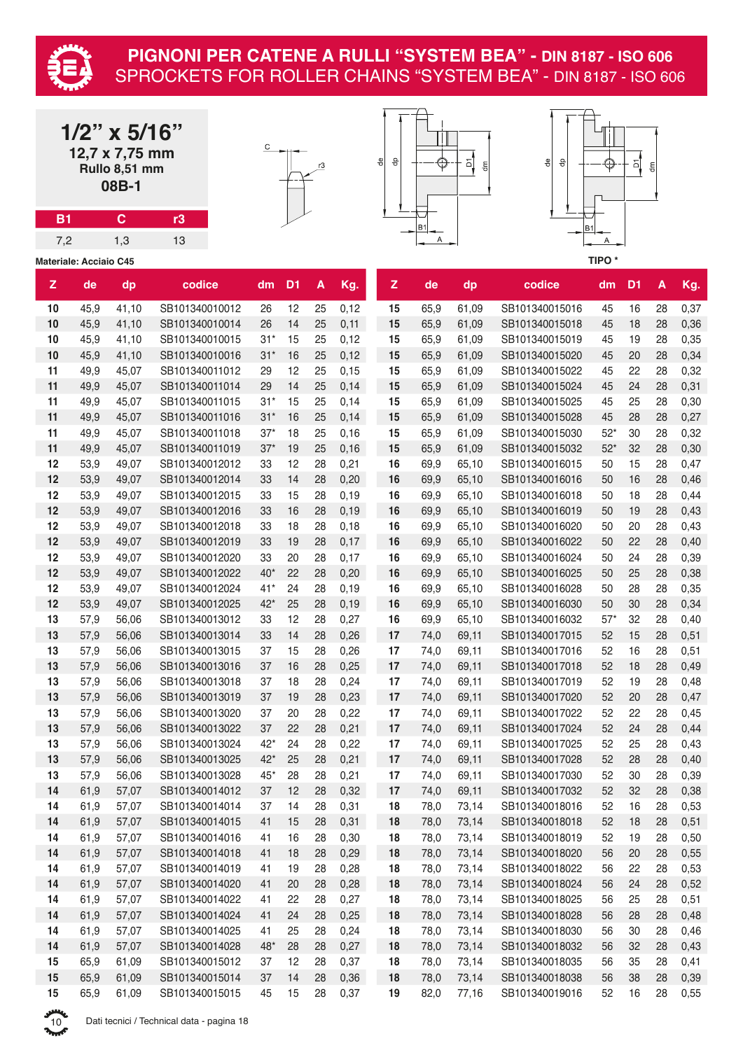# PIGNONI PER CATENE A RULLI "SYSTEM BEA" - DIN 8187 - ISO 606
# SPROCKETS FOR ROLLER CHAINS "SYSTEM BEA" - DIN 8187 - ISO 606

## 1/2" x 5/16"

**12,7 x 7,75 mm**
**Rullo 8,51 mm**
**08B-1**

| B1 | C | r3 |
|---|---|---|
| 7,2 | 1,3 | 13 |

**Materiale: Acciaio C45**

**TIPO ***

| Z | de | dp | codice | dm | D1 | A | Kg. |
|---|---|---|---|---|---|---|---|
| 10 | 45,9 | 41,10 | SB101340010012 | 26 | 12 | 25 | 0,12 |
| 10 | 45,9 | 41,10 | SB101340010014 | 26 | 14 | 25 | 0,11 |
| 10 | 45,9 | 41,10 | SB101340010015 | 31* | 15 | 25 | 0,12 |
| 10 | 45,9 | 41,10 | SB101340010016 | 31* | 16 | 25 | 0,12 |
| 11 | 49,9 | 45,07 | SB101340011012 | 29 | 12 | 25 | 0,15 |
| 11 | 49,9 | 45,07 | SB101340011014 | 29 | 14 | 25 | 0,14 |
| 11 | 49,9 | 45,07 | SB101340011015 | 31* | 15 | 25 | 0,14 |
| 11 | 49,9 | 45,07 | SB101340011016 | 31* | 16 | 25 | 0,14 |
| 11 | 49,9 | 45,07 | SB101340011018 | 37* | 18 | 25 | 0,16 |
| 11 | 49,9 | 45,07 | SB101340011019 | 37* | 19 | 25 | 0,16 |
| 12 | 53,9 | 49,07 | SB101340012012 | 33 | 12 | 28 | 0,21 |
| 12 | 53,9 | 49,07 | SB101340012014 | 33 | 14 | 28 | 0,20 |
| 12 | 53,9 | 49,07 | SB101340012015 | 33 | 15 | 28 | 0,19 |
| 12 | 53,9 | 49,07 | SB101340012016 | 33 | 16 | 28 | 0,19 |
| 12 | 53,9 | 49,07 | SB101340012018 | 33 | 18 | 28 | 0,18 |
| 12 | 53,9 | 49,07 | SB101340012019 | 33 | 19 | 28 | 0,17 |
| 12 | 53,9 | 49,07 | SB101340012020 | 33 | 20 | 28 | 0,17 |
| 12 | 53,9 | 49,07 | SB101340012022 | 40* | 22 | 28 | 0,20 |
| 12 | 53,9 | 49,07 | SB101340012024 | 41* | 24 | 28 | 0,19 |
| 12 | 53,9 | 49,07 | SB101340012025 | 42* | 25 | 28 | 0,19 |
| 13 | 57,9 | 56,06 | SB101340013012 | 33 | 12 | 28 | 0,27 |
| 13 | 57,9 | 56,06 | SB101340013014 | 33 | 14 | 28 | 0,26 |
| 13 | 57,9 | 56,06 | SB101340013015 | 37 | 15 | 28 | 0,26 |
| 13 | 57,9 | 56,06 | SB101340013016 | 37 | 16 | 28 | 0,25 |
| 13 | 57,9 | 56,06 | SB101340013018 | 37 | 18 | 28 | 0,24 |
| 13 | 57,9 | 56,06 | SB101340013019 | 37 | 19 | 28 | 0,23 |
| 13 | 57,9 | 56,06 | SB101340013020 | 37 | 20 | 28 | 0,22 |
| 13 | 57,9 | 56,06 | SB101340013022 | 37 | 22 | 28 | 0,21 |
| 13 | 57,9 | 56,06 | SB101340013024 | 42* | 24 | 28 | 0,22 |
| 13 | 57,9 | 56,06 | SB101340013025 | 42* | 25 | 28 | 0,21 |
| 13 | 57,9 | 56,06 | SB101340013028 | 45* | 28 | 28 | 0,21 |
| 14 | 61,9 | 57,07 | SB101340014012 | 37 | 12 | 28 | 0,32 |
| 14 | 61,9 | 57,07 | SB101340014014 | 37 | 14 | 28 | 0,31 |
| 14 | 61,9 | 57,07 | SB101340014015 | 41 | 15 | 28 | 0,31 |
| 14 | 61,9 | 57,07 | SB101340014016 | 41 | 16 | 28 | 0,30 |
| 14 | 61,9 | 57,07 | SB101340014018 | 41 | 18 | 28 | 0,29 |
| 14 | 61,9 | 57,07 | SB101340014019 | 41 | 19 | 28 | 0,28 |
| 14 | 61,9 | 57,07 | SB101340014020 | 41 | 20 | 28 | 0,28 |
| 14 | 61,9 | 57,07 | SB101340014022 | 41 | 22 | 28 | 0,27 |
| 14 | 61,9 | 57,07 | SB101340014024 | 41 | 24 | 28 | 0,25 |
| 14 | 61,9 | 57,07 | SB101340014025 | 41 | 25 | 28 | 0,24 |
| 14 | 61,9 | 57,07 | SB101340014028 | 48* | 28 | 28 | 0,27 |
| 15 | 65,9 | 61,09 | SB101340015012 | 37 | 12 | 28 | 0,37 |
| 15 | 65,9 | 61,09 | SB101340015014 | 37 | 14 | 28 | 0,36 |
| 15 | 65,9 | 61,09 | SB101340015015 | 45 | 15 | 28 | 0,37 |
| 15 | 65,9 | 61,09 | SB101340015016 | 45 | 16 | 28 | 0,37 |
| 15 | 65,9 | 61,09 | SB101340015018 | 45 | 18 | 28 | 0,36 |
| 15 | 65,9 | 61,09 | SB101340015019 | 45 | 19 | 28 | 0,35 |
| 15 | 65,9 | 61,09 | SB101340015020 | 45 | 20 | 28 | 0,34 |
| 15 | 65,9 | 61,09 | SB101340015022 | 45 | 22 | 28 | 0,32 |
| 15 | 65,9 | 61,09 | SB101340015024 | 45 | 24 | 28 | 0,31 |
| 15 | 65,9 | 61,09 | SB101340015025 | 45 | 25 | 28 | 0,30 |
| 15 | 65,9 | 61,09 | SB101340015028 | 45 | 28 | 28 | 0,27 |
| 15 | 65,9 | 61,09 | SB101340015030 | 52* | 30 | 28 | 0,32 |
| 15 | 65,9 | 61,09 | SB101340015032 | 52* | 32 | 28 | 0,30 |
| 16 | 69,9 | 65,10 | SB101340016015 | 50 | 15 | 28 | 0,47 |
| 16 | 69,9 | 65,10 | SB101340016016 | 50 | 16 | 28 | 0,46 |
| 16 | 69,9 | 65,10 | SB101340016018 | 50 | 18 | 28 | 0,44 |
| 16 | 69,9 | 65,10 | SB101340016019 | 50 | 19 | 28 | 0,43 |
| 16 | 69,9 | 65,10 | SB101340016020 | 50 | 20 | 28 | 0,43 |
| 16 | 69,9 | 65,10 | SB101340016022 | 50 | 22 | 28 | 0,40 |
| 16 | 69,9 | 65,10 | SB101340016024 | 50 | 24 | 28 | 0,39 |
| 16 | 69,9 | 65,10 | SB101340016025 | 50 | 25 | 28 | 0,38 |
| 16 | 69,9 | 65,10 | SB101340016028 | 50 | 28 | 28 | 0,35 |
| 16 | 69,9 | 65,10 | SB101340016030 | 50 | 30 | 28 | 0,34 |
| 16 | 69,9 | 65,10 | SB101340016032 | 57* | 32 | 28 | 0,40 |
| 17 | 74,0 | 69,11 | SB101340017015 | 52 | 15 | 28 | 0,51 |
| 17 | 74,0 | 69,11 | SB101340017016 | 52 | 16 | 28 | 0,51 |
| 17 | 74,0 | 69,11 | SB101340017018 | 52 | 18 | 28 | 0,49 |
| 17 | 74,0 | 69,11 | SB101340017019 | 52 | 19 | 28 | 0,48 |
| 17 | 74,0 | 69,11 | SB101340017020 | 52 | 20 | 28 | 0,47 |
| 17 | 74,0 | 69,11 | SB101340017022 | 52 | 22 | 28 | 0,45 |
| 17 | 74,0 | 69,11 | SB101340017024 | 52 | 24 | 28 | 0,44 |
| 17 | 74,0 | 69,11 | SB101340017025 | 52 | 25 | 28 | 0,43 |
| 17 | 74,0 | 69,11 | SB101340017028 | 52 | 28 | 28 | 0,40 |
| 17 | 74,0 | 69,11 | SB101340017030 | 52 | 30 | 28 | 0,39 |
| 17 | 74,0 | 69,11 | SB101340017032 | 52 | 32 | 28 | 0,38 |
| 18 | 78,0 | 73,14 | SB101340018016 | 52 | 16 | 28 | 0,53 |
| 18 | 78,0 | 73,14 | SB101340018018 | 52 | 18 | 28 | 0,51 |
| 18 | 78,0 | 73,14 | SB101340018019 | 52 | 19 | 28 | 0,50 |
| 18 | 78,0 | 73,14 | SB101340018020 | 56 | 20 | 28 | 0,55 |
| 18 | 78,0 | 73,14 | SB101340018022 | 56 | 22 | 28 | 0,53 |
| 18 | 78,0 | 73,14 | SB101340018024 | 56 | 24 | 28 | 0,52 |
| 18 | 78,0 | 73,14 | SB101340018025 | 56 | 25 | 28 | 0,51 |
| 18 | 78,0 | 73,14 | SB101340018028 | 56 | 28 | 28 | 0,48 |
| 18 | 78,0 | 73,14 | SB101340018030 | 56 | 30 | 28 | 0,46 |
| 18 | 78,0 | 73,14 | SB101340018032 | 56 | 32 | 28 | 0,43 |
| 18 | 78,0 | 73,14 | SB101340018035 | 56 | 35 | 28 | 0,41 |
| 18 | 78,0 | 73,14 | SB101340018038 | 56 | 38 | 28 | 0,39 |
| 19 | 82,0 | 77,16 | SB101340019016 | 52 | 16 | 28 | 0,55 |

Dati tecnici / Technical data - pagina 18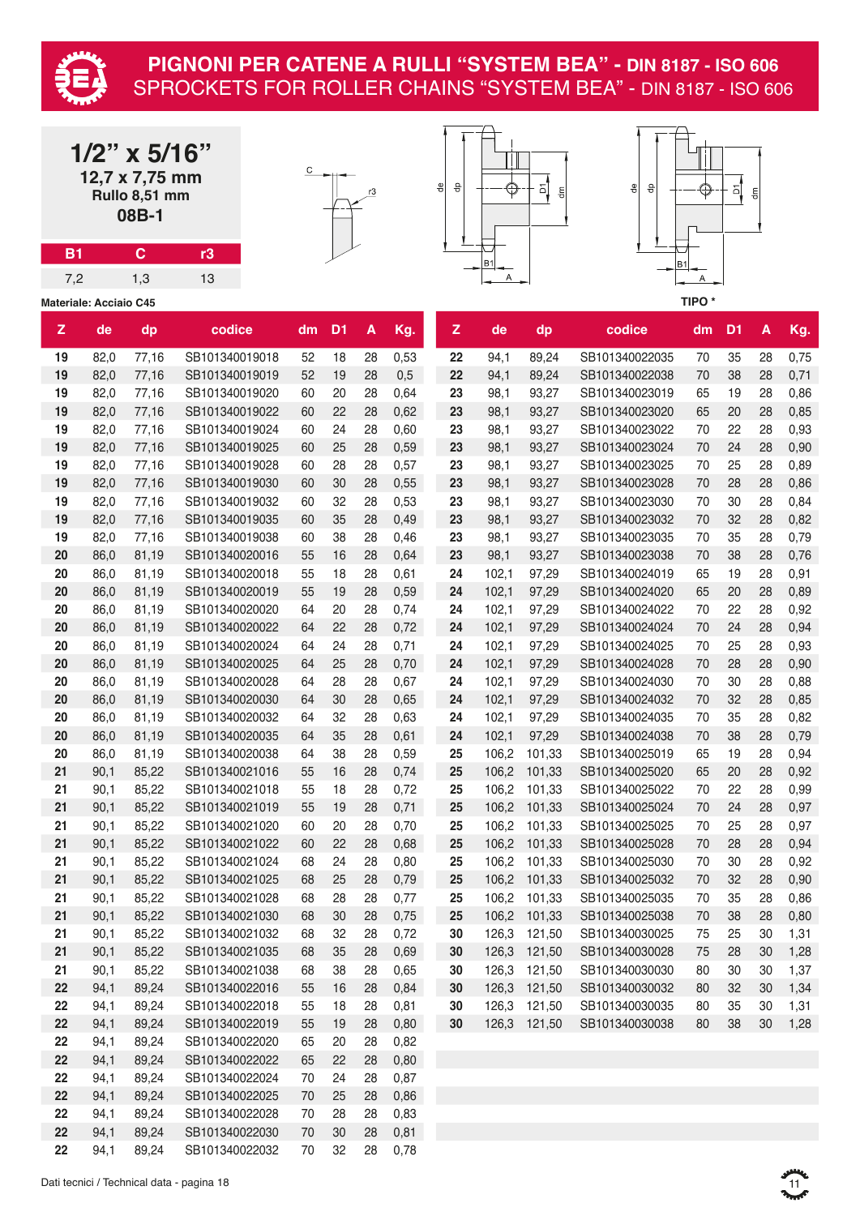# PIGNONI PER CATENE A RULLI "SYSTEM BEA" - DIN 8187 - ISO 606
## SPROCKETS FOR ROLLER CHAINS "SYSTEM BEA" - DIN 8187 - ISO 606

**1/2" x 5/16"**
**12,7 x 7,75 mm**
**Rullo 8,51 mm**
**08B-1**

| B1 | C | r3 |
|---|---|---|
| 7,2 | 1,3 | 13 |

**Materiale: Acciaio C45**

TIPO *

| Z | de | dp | codice | dm | D1 | A | Kg. |
|---|---|---|---|---|---|---|---|
| 19 | 82,0 | 77,16 | SB101340019018 | 52 | 18 | 28 | 0,53 |
| 19 | 82,0 | 77,16 | SB101340019019 | 52 | 19 | 28 | 0,5 |
| 19 | 82,0 | 77,16 | SB101340019020 | 60 | 20 | 28 | 0,64 |
| 19 | 82,0 | 77,16 | SB101340019022 | 60 | 22 | 28 | 0,62 |
| 19 | 82,0 | 77,16 | SB101340019024 | 60 | 24 | 28 | 0,60 |
| 19 | 82,0 | 77,16 | SB101340019025 | 60 | 25 | 28 | 0,59 |
| 19 | 82,0 | 77,16 | SB101340019028 | 60 | 28 | 28 | 0,57 |
| 19 | 82,0 | 77,16 | SB101340019030 | 60 | 30 | 28 | 0,55 |
| 19 | 82,0 | 77,16 | SB101340019032 | 60 | 32 | 28 | 0,53 |
| 19 | 82,0 | 77,16 | SB101340019035 | 60 | 35 | 28 | 0,49 |
| 19 | 82,0 | 77,16 | SB101340019038 | 60 | 38 | 28 | 0,46 |
| 20 | 86,0 | 81,19 | SB101340020016 | 55 | 16 | 28 | 0,64 |
| 20 | 86,0 | 81,19 | SB101340020018 | 55 | 18 | 28 | 0,61 |
| 20 | 86,0 | 81,19 | SB101340020019 | 55 | 19 | 28 | 0,59 |
| 20 | 86,0 | 81,19 | SB101340020020 | 64 | 20 | 28 | 0,74 |
| 20 | 86,0 | 81,19 | SB101340020022 | 64 | 22 | 28 | 0,72 |
| 20 | 86,0 | 81,19 | SB101340020024 | 64 | 24 | 28 | 0,71 |
| 20 | 86,0 | 81,19 | SB101340020025 | 64 | 25 | 28 | 0,70 |
| 20 | 86,0 | 81,19 | SB101340020028 | 64 | 28 | 28 | 0,67 |
| 20 | 86,0 | 81,19 | SB101340020030 | 64 | 30 | 28 | 0,65 |
| 20 | 86,0 | 81,19 | SB101340020032 | 64 | 32 | 28 | 0,63 |
| 20 | 86,0 | 81,19 | SB101340020035 | 64 | 35 | 28 | 0,61 |
| 20 | 86,0 | 81,19 | SB101340020038 | 64 | 38 | 28 | 0,59 |
| 21 | 90,1 | 85,22 | SB101340021016 | 55 | 16 | 28 | 0,74 |
| 21 | 90,1 | 85,22 | SB101340021018 | 55 | 18 | 28 | 0,72 |
| 21 | 90,1 | 85,22 | SB101340021019 | 55 | 19 | 28 | 0,71 |
| 21 | 90,1 | 85,22 | SB101340021020 | 60 | 20 | 28 | 0,70 |
| 21 | 90,1 | 85,22 | SB101340021022 | 60 | 22 | 28 | 0,68 |
| 21 | 90,1 | 85,22 | SB101340021024 | 68 | 24 | 28 | 0,80 |
| 21 | 90,1 | 85,22 | SB101340021025 | 68 | 25 | 28 | 0,79 |
| 21 | 90,1 | 85,22 | SB101340021028 | 68 | 28 | 28 | 0,77 |
| 21 | 90,1 | 85,22 | SB101340021030 | 68 | 30 | 28 | 0,75 |
| 21 | 90,1 | 85,22 | SB101340021032 | 68 | 32 | 28 | 0,72 |
| 21 | 90,1 | 85,22 | SB101340021035 | 68 | 35 | 28 | 0,69 |
| 21 | 90,1 | 85,22 | SB101340021038 | 68 | 38 | 28 | 0,65 |
| 22 | 94,1 | 89,24 | SB101340022016 | 55 | 16 | 28 | 0,84 |
| 22 | 94,1 | 89,24 | SB101340022018 | 55 | 18 | 28 | 0,81 |
| 22 | 94,1 | 89,24 | SB101340022019 | 55 | 19 | 28 | 0,80 |
| 22 | 94,1 | 89,24 | SB101340022020 | 65 | 20 | 28 | 0,82 |
| 22 | 94,1 | 89,24 | SB101340022022 | 65 | 22 | 28 | 0,80 |
| 22 | 94,1 | 89,24 | SB101340022024 | 70 | 24 | 28 | 0,87 |
| 22 | 94,1 | 89,24 | SB101340022025 | 70 | 25 | 28 | 0,86 |
| 22 | 94,1 | 89,24 | SB101340022028 | 70 | 28 | 28 | 0,83 |
| 22 | 94,1 | 89,24 | SB101340022030 | 70 | 30 | 28 | 0,81 |
| 22 | 94,1 | 89,24 | SB101340022032 | 70 | 32 | 28 | 0,78 |
| 22 | 94,1 | 89,24 | SB101340022035 | 70 | 35 | 28 | 0,75 |
| 22 | 94,1 | 89,24 | SB101340022038 | 70 | 38 | 28 | 0,71 |
| 23 | 98,1 | 93,27 | SB101340023019 | 65 | 19 | 28 | 0,86 |
| 23 | 98,1 | 93,27 | SB101340023020 | 65 | 20 | 28 | 0,85 |
| 23 | 98,1 | 93,27 | SB101340023022 | 70 | 22 | 28 | 0,93 |
| 23 | 98,1 | 93,27 | SB101340023024 | 70 | 24 | 28 | 0,90 |
| 23 | 98,1 | 93,27 | SB101340023025 | 70 | 25 | 28 | 0,89 |
| 23 | 98,1 | 93,27 | SB101340023028 | 70 | 28 | 28 | 0,86 |
| 23 | 98,1 | 93,27 | SB101340023030 | 70 | 30 | 28 | 0,84 |
| 23 | 98,1 | 93,27 | SB101340023032 | 70 | 32 | 28 | 0,82 |
| 23 | 98,1 | 93,27 | SB101340023035 | 70 | 35 | 28 | 0,79 |
| 23 | 98,1 | 93,27 | SB101340023038 | 70 | 38 | 28 | 0,76 |
| 24 | 102,1 | 97,29 | SB101340024019 | 65 | 19 | 28 | 0,91 |
| 24 | 102,1 | 97,29 | SB101340024020 | 65 | 20 | 28 | 0,89 |
| 24 | 102,1 | 97,29 | SB101340024022 | 70 | 22 | 28 | 0,92 |
| 24 | 102,1 | 97,29 | SB101340024024 | 70 | 24 | 28 | 0,94 |
| 24 | 102,1 | 97,29 | SB101340024025 | 70 | 25 | 28 | 0,93 |
| 24 | 102,1 | 97,29 | SB101340024028 | 70 | 28 | 28 | 0,90 |
| 24 | 102,1 | 97,29 | SB101340024030 | 70 | 30 | 28 | 0,88 |
| 24 | 102,1 | 97,29 | SB101340024032 | 70 | 32 | 28 | 0,85 |
| 24 | 102,1 | 97,29 | SB101340024035 | 70 | 35 | 28 | 0,82 |
| 24 | 102,1 | 97,29 | SB101340024038 | 70 | 38 | 28 | 0,79 |
| 25 | 106,2 | 101,33 | SB101340025019 | 65 | 19 | 28 | 0,94 |
| 25 | 106,2 | 101,33 | SB101340025020 | 65 | 20 | 28 | 0,92 |
| 25 | 106,2 | 101,33 | SB101340025022 | 70 | 22 | 28 | 0,99 |
| 25 | 106,2 | 101,33 | SB101340025024 | 70 | 24 | 28 | 0,97 |
| 25 | 106,2 | 101,33 | SB101340025025 | 70 | 25 | 28 | 0,97 |
| 25 | 106,2 | 101,33 | SB101340025028 | 70 | 28 | 28 | 0,94 |
| 25 | 106,2 | 101,33 | SB101340025030 | 70 | 30 | 28 | 0,92 |
| 25 | 106,2 | 101,33 | SB101340025032 | 70 | 32 | 28 | 0,90 |
| 25 | 106,2 | 101,33 | SB101340025035 | 70 | 35 | 28 | 0,86 |
| 25 | 106,2 | 101,33 | SB101340025038 | 70 | 38 | 28 | 0,80 |
| 30 | 126,3 | 121,50 | SB101340030025 | 75 | 25 | 30 | 1,31 |
| 30 | 126,3 | 121,50 | SB101340030028 | 75 | 28 | 30 | 1,28 |
| 30 | 126,3 | 121,50 | SB101340030030 | 80 | 30 | 30 | 1,37 |
| 30 | 126,3 | 121,50 | SB101340030032 | 80 | 32 | 30 | 1,34 |
| 30 | 126,3 | 121,50 | SB101340030035 | 80 | 35 | 30 | 1,31 |
| 30 | 126,3 | 121,50 | SB101340030038 | 80 | 38 | 30 | 1,28 |

Dati tecnici / Technical data - pagina 18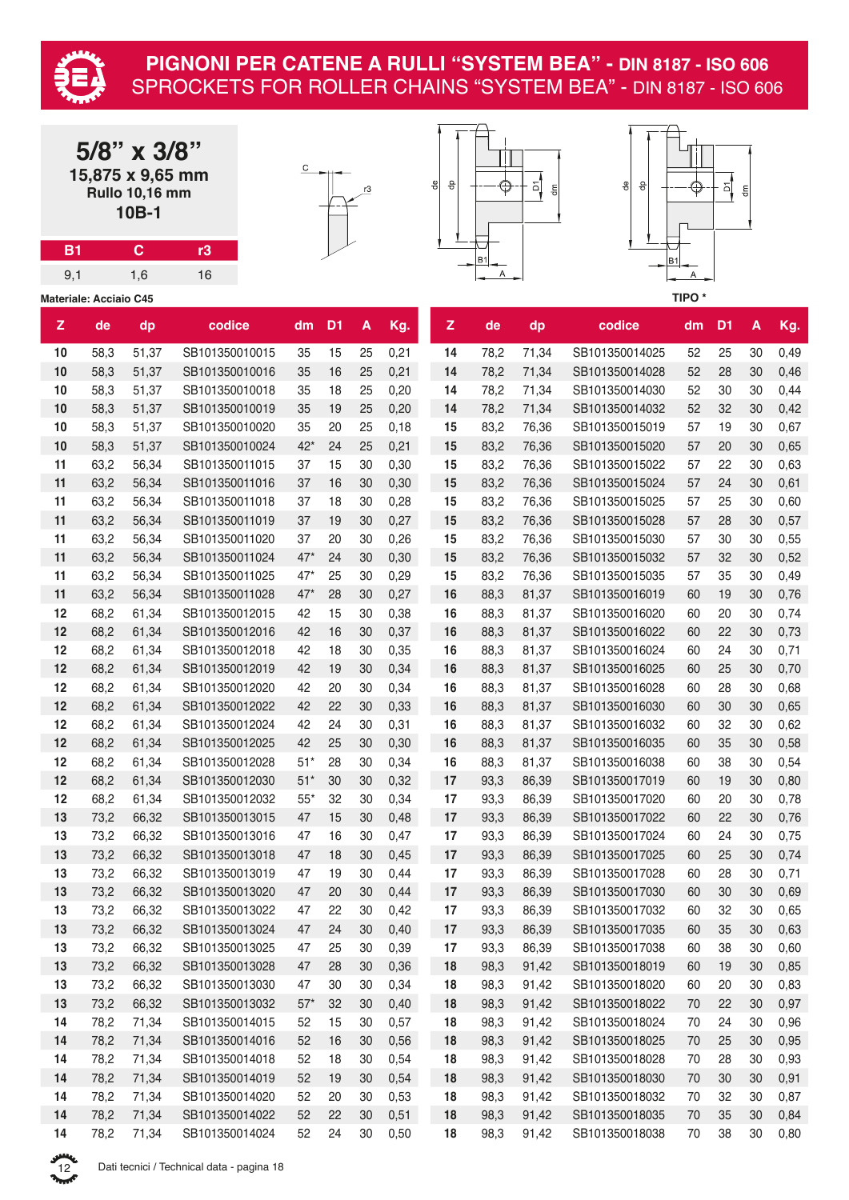# PIGNONI PER CATENE A RULLI "SYSTEM BEA" - DIN 8187 - ISO 606

SPROCKETS FOR ROLLER CHAINS "SYSTEM BEA" - DIN 8187 - ISO 606

## 5/8" x 3/8"

**15,875 x 9,65 mm**

**Rullo 10,16 mm**

**10B-1**

| B1 | C | r3 |
|---|---|---|
| 9,1 | 1,6 | 16 |

**Materiale: Acciaio C45**

**TIPO \***

| Z | de | dp | codice | dm | D1 | A | Kg. |
|---|---|---|---|---|---|---|---|
| 10 | 58,3 | 51,37 | SB101350010015 | 35 | 15 | 25 | 0,21 |
| 10 | 58,3 | 51,37 | SB101350010016 | 35 | 16 | 25 | 0,21 |
| 10 | 58,3 | 51,37 | SB101350010018 | 35 | 18 | 25 | 0,20 |
| 10 | 58,3 | 51,37 | SB101350010019 | 35 | 19 | 25 | 0,20 |
| 10 | 58,3 | 51,37 | SB101350010020 | 35 | 20 | 25 | 0,18 |
| 10 | 58,3 | 51,37 | SB101350010024 | 42* | 24 | 25 | 0,21 |
| 11 | 63,2 | 56,34 | SB101350011015 | 37 | 15 | 30 | 0,30 |
| 11 | 63,2 | 56,34 | SB101350011016 | 37 | 16 | 30 | 0,30 |
| 11 | 63,2 | 56,34 | SB101350011018 | 37 | 18 | 30 | 0,28 |
| 11 | 63,2 | 56,34 | SB101350011019 | 37 | 19 | 30 | 0,27 |
| 11 | 63,2 | 56,34 | SB101350011020 | 37 | 20 | 30 | 0,26 |
| 11 | 63,2 | 56,34 | SB101350011024 | 47* | 24 | 30 | 0,30 |
| 11 | 63,2 | 56,34 | SB101350011025 | 47* | 25 | 30 | 0,29 |
| 11 | 63,2 | 56,34 | SB101350011028 | 47* | 28 | 30 | 0,27 |
| 12 | 68,2 | 61,34 | SB101350012015 | 42 | 15 | 30 | 0,38 |
| 12 | 68,2 | 61,34 | SB101350012016 | 42 | 16 | 30 | 0,37 |
| 12 | 68,2 | 61,34 | SB101350012018 | 42 | 18 | 30 | 0,35 |
| 12 | 68,2 | 61,34 | SB101350012019 | 42 | 19 | 30 | 0,34 |
| 12 | 68,2 | 61,34 | SB101350012020 | 42 | 20 | 30 | 0,34 |
| 12 | 68,2 | 61,34 | SB101350012022 | 42 | 22 | 30 | 0,33 |
| 12 | 68,2 | 61,34 | SB101350012024 | 42 | 24 | 30 | 0,31 |
| 12 | 68,2 | 61,34 | SB101350012025 | 42 | 25 | 30 | 0,30 |
| 12 | 68,2 | 61,34 | SB101350012028 | 51* | 28 | 30 | 0,34 |
| 12 | 68,2 | 61,34 | SB101350012030 | 51* | 30 | 30 | 0,32 |
| 12 | 68,2 | 61,34 | SB101350012032 | 55* | 32 | 30 | 0,34 |
| 13 | 73,2 | 66,32 | SB101350013015 | 47 | 15 | 30 | 0,48 |
| 13 | 73,2 | 66,32 | SB101350013016 | 47 | 16 | 30 | 0,47 |
| 13 | 73,2 | 66,32 | SB101350013018 | 47 | 18 | 30 | 0,45 |
| 13 | 73,2 | 66,32 | SB101350013019 | 47 | 19 | 30 | 0,44 |
| 13 | 73,2 | 66,32 | SB101350013020 | 47 | 20 | 30 | 0,44 |
| 13 | 73,2 | 66,32 | SB101350013022 | 47 | 22 | 30 | 0,42 |
| 13 | 73,2 | 66,32 | SB101350013024 | 47 | 24 | 30 | 0,40 |
| 13 | 73,2 | 66,32 | SB101350013025 | 47 | 25 | 30 | 0,39 |
| 13 | 73,2 | 66,32 | SB101350013028 | 47 | 28 | 30 | 0,36 |
| 13 | 73,2 | 66,32 | SB101350013030 | 47 | 30 | 30 | 0,34 |
| 13 | 73,2 | 66,32 | SB101350013032 | 57* | 32 | 30 | 0,40 |
| 14 | 78,2 | 71,34 | SB101350014015 | 52 | 15 | 30 | 0,57 |
| 14 | 78,2 | 71,34 | SB101350014016 | 52 | 16 | 30 | 0,56 |
| 14 | 78,2 | 71,34 | SB101350014018 | 52 | 18 | 30 | 0,54 |
| 14 | 78,2 | 71,34 | SB101350014019 | 52 | 19 | 30 | 0,54 |
| 14 | 78,2 | 71,34 | SB101350014020 | 52 | 20 | 30 | 0,53 |
| 14 | 78,2 | 71,34 | SB101350014022 | 52 | 22 | 30 | 0,51 |
| 14 | 78,2 | 71,34 | SB101350014024 | 52 | 24 | 30 | 0,50 |
| 14 | 78,2 | 71,34 | SB101350014025 | 52 | 25 | 30 | 0,49 |
| 14 | 78,2 | 71,34 | SB101350014028 | 52 | 28 | 30 | 0,46 |
| 14 | 78,2 | 71,34 | SB101350014030 | 52 | 30 | 30 | 0,44 |
| 14 | 78,2 | 71,34 | SB101350014032 | 52 | 32 | 30 | 0,42 |
| 15 | 83,2 | 76,36 | SB101350015019 | 57 | 19 | 30 | 0,67 |
| 15 | 83,2 | 76,36 | SB101350015020 | 57 | 20 | 30 | 0,65 |
| 15 | 83,2 | 76,36 | SB101350015022 | 57 | 22 | 30 | 0,63 |
| 15 | 83,2 | 76,36 | SB101350015024 | 57 | 24 | 30 | 0,61 |
| 15 | 83,2 | 76,36 | SB101350015025 | 57 | 25 | 30 | 0,60 |
| 15 | 83,2 | 76,36 | SB101350015028 | 57 | 28 | 30 | 0,57 |
| 15 | 83,2 | 76,36 | SB101350015030 | 57 | 30 | 30 | 0,55 |
| 15 | 83,2 | 76,36 | SB101350015032 | 57 | 32 | 30 | 0,52 |
| 15 | 83,2 | 76,36 | SB101350015035 | 57 | 35 | 30 | 0,49 |
| 16 | 88,3 | 81,37 | SB101350016019 | 60 | 19 | 30 | 0,76 |
| 16 | 88,3 | 81,37 | SB101350016020 | 60 | 20 | 30 | 0,74 |
| 16 | 88,3 | 81,37 | SB101350016022 | 60 | 22 | 30 | 0,73 |
| 16 | 88,3 | 81,37 | SB101350016024 | 60 | 24 | 30 | 0,71 |
| 16 | 88,3 | 81,37 | SB101350016025 | 60 | 25 | 30 | 0,70 |
| 16 | 88,3 | 81,37 | SB101350016028 | 60 | 28 | 30 | 0,68 |
| 16 | 88,3 | 81,37 | SB101350016030 | 60 | 30 | 30 | 0,65 |
| 16 | 88,3 | 81,37 | SB101350016032 | 60 | 32 | 30 | 0,62 |
| 16 | 88,3 | 81,37 | SB101350016035 | 60 | 35 | 30 | 0,58 |
| 16 | 88,3 | 81,37 | SB101350016038 | 60 | 38 | 30 | 0,54 |
| 17 | 93,3 | 86,39 | SB101350017019 | 60 | 19 | 30 | 0,80 |
| 17 | 93,3 | 86,39 | SB101350017020 | 60 | 20 | 30 | 0,78 |
| 17 | 93,3 | 86,39 | SB101350017022 | 60 | 22 | 30 | 0,76 |
| 17 | 93,3 | 86,39 | SB101350017024 | 60 | 24 | 30 | 0,75 |
| 17 | 93,3 | 86,39 | SB101350017025 | 60 | 25 | 30 | 0,74 |
| 17 | 93,3 | 86,39 | SB101350017028 | 60 | 28 | 30 | 0,71 |
| 17 | 93,3 | 86,39 | SB101350017030 | 60 | 30 | 30 | 0,69 |
| 17 | 93,3 | 86,39 | SB101350017032 | 60 | 32 | 30 | 0,65 |
| 17 | 93,3 | 86,39 | SB101350017035 | 60 | 35 | 30 | 0,63 |
| 17 | 93,3 | 86,39 | SB101350017038 | 60 | 38 | 30 | 0,60 |
| 18 | 98,3 | 91,42 | SB101350018019 | 60 | 19 | 30 | 0,85 |
| 18 | 98,3 | 91,42 | SB101350018020 | 60 | 20 | 30 | 0,83 |
| 18 | 98,3 | 91,42 | SB101350018022 | 70 | 22 | 30 | 0,97 |
| 18 | 98,3 | 91,42 | SB101350018024 | 70 | 24 | 30 | 0,96 |
| 18 | 98,3 | 91,42 | SB101350018025 | 70 | 25 | 30 | 0,95 |
| 18 | 98,3 | 91,42 | SB101350018028 | 70 | 28 | 30 | 0,93 |
| 18 | 98,3 | 91,42 | SB101350018030 | 70 | 30 | 30 | 0,91 |
| 18 | 98,3 | 91,42 | SB101350018032 | 70 | 32 | 30 | 0,87 |
| 18 | 98,3 | 91,42 | SB101350018035 | 70 | 35 | 30 | 0,84 |
| 18 | 98,3 | 91,42 | SB101350018038 | 70 | 38 | 30 | 0,80 |

Dati tecnici / Technical data - pagina 18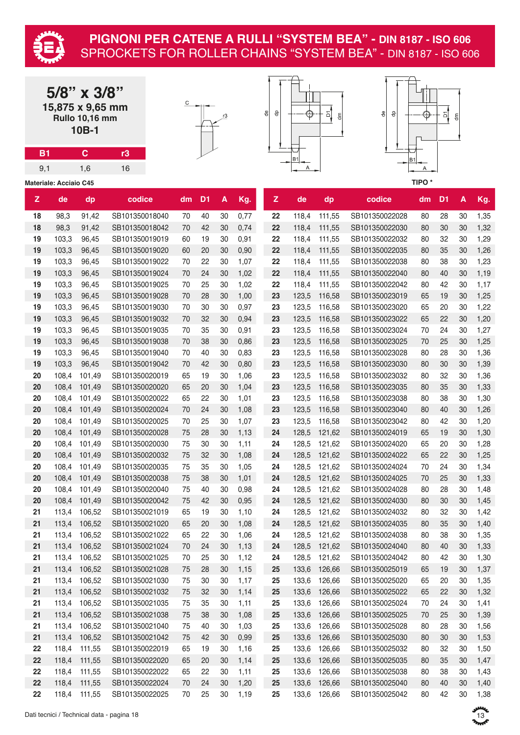# PIGNONI PER CATENE A RULLI "SYSTEM BEA" - DIN 8187 - ISO 606
## SPROCKETS FOR ROLLER CHAINS "SYSTEM BEA" - DIN 8187 - ISO 606

**5/8" x 3/8"**
**15,875 x 9,65 mm**
**Rullo 10,16 mm**
**10B-1**

| B1 | C | r3 |
|---|---|---|
| 9,1 | 1,6 | 16 |

**Materiale: Acciaio C45**

**TIPO ***

| Z | de | dp | codice | dm | D1 | A | Kg. |
|---|---|---|---|---|---|---|---|
| 18 | 98,3 | 91,42 | SB101350018040 | 70 | 40 | 30 | 0,77 |
| 18 | 98,3 | 91,42 | SB101350018042 | 70 | 42 | 30 | 0,74 |
| 19 | 103,3 | 96,45 | SB101350019019 | 60 | 19 | 30 | 0,91 |
| 19 | 103,3 | 96,45 | SB101350019020 | 60 | 20 | 30 | 0,90 |
| 19 | 103,3 | 96,45 | SB101350019022 | 70 | 22 | 30 | 1,07 |
| 19 | 103,3 | 96,45 | SB101350019024 | 70 | 24 | 30 | 1,02 |
| 19 | 103,3 | 96,45 | SB101350019025 | 70 | 25 | 30 | 1,02 |
| 19 | 103,3 | 96,45 | SB101350019028 | 70 | 28 | 30 | 1,00 |
| 19 | 103,3 | 96,45 | SB101350019030 | 70 | 30 | 30 | 0,97 |
| 19 | 103,3 | 96,45 | SB101350019032 | 70 | 32 | 30 | 0,94 |
| 19 | 103,3 | 96,45 | SB101350019035 | 70 | 35 | 30 | 0,91 |
| 19 | 103,3 | 96,45 | SB101350019038 | 70 | 38 | 30 | 0,86 |
| 19 | 103,3 | 96,45 | SB101350019040 | 70 | 40 | 30 | 0,83 |
| 19 | 103,3 | 96,45 | SB101350019042 | 70 | 42 | 30 | 0,80 |
| 20 | 108,4 | 101,49 | SB101350020019 | 65 | 19 | 30 | 1,06 |
| 20 | 108,4 | 101,49 | SB101350020020 | 65 | 20 | 30 | 1,04 |
| 20 | 108,4 | 101,49 | SB101350020022 | 65 | 22 | 30 | 1,01 |
| 20 | 108,4 | 101,49 | SB101350020024 | 70 | 24 | 30 | 1,08 |
| 20 | 108,4 | 101,49 | SB101350020025 | 70 | 25 | 30 | 1,07 |
| 20 | 108,4 | 101,49 | SB101350020028 | 75 | 28 | 30 | 1,13 |
| 20 | 108,4 | 101,49 | SB101350020030 | 75 | 30 | 30 | 1,11 |
| 20 | 108,4 | 101,49 | SB101350020032 | 75 | 32 | 30 | 1,08 |
| 20 | 108,4 | 101,49 | SB101350020035 | 75 | 35 | 30 | 1,05 |
| 20 | 108,4 | 101,49 | SB101350020038 | 75 | 38 | 30 | 1,01 |
| 20 | 108,4 | 101,49 | SB101350020040 | 75 | 40 | 30 | 0,98 |
| 20 | 108,4 | 101,49 | SB101350020042 | 75 | 42 | 30 | 0,95 |
| 21 | 113,4 | 106,52 | SB101350021019 | 65 | 19 | 30 | 1,10 |
| 21 | 113,4 | 106,52 | SB101350021020 | 65 | 20 | 30 | 1,08 |
| 21 | 113,4 | 106,52 | SB101350021022 | 65 | 22 | 30 | 1,06 |
| 21 | 113,4 | 106,52 | SB101350021024 | 70 | 24 | 30 | 1,13 |
| 21 | 113,4 | 106,52 | SB101350021025 | 70 | 25 | 30 | 1,12 |
| 21 | 113,4 | 106,52 | SB101350021028 | 75 | 28 | 30 | 1,15 |
| 21 | 113,4 | 106,52 | SB101350021030 | 75 | 30 | 30 | 1,17 |
| 21 | 113,4 | 106,52 | SB101350021032 | 75 | 32 | 30 | 1,14 |
| 21 | 113,4 | 106,52 | SB101350021035 | 75 | 35 | 30 | 1,11 |
| 21 | 113,4 | 106,52 | SB101350021038 | 75 | 38 | 30 | 1,08 |
| 21 | 113,4 | 106,52 | SB101350021040 | 75 | 40 | 30 | 1,03 |
| 21 | 113,4 | 106,52 | SB101350021042 | 75 | 42 | 30 | 0,99 |
| 22 | 118,4 | 111,55 | SB101350022019 | 65 | 19 | 30 | 1,16 |
| 22 | 118,4 | 111,55 | SB101350022020 | 65 | 20 | 30 | 1,14 |
| 22 | 118,4 | 111,55 | SB101350022022 | 65 | 22 | 30 | 1,11 |
| 22 | 118,4 | 111,55 | SB101350022024 | 70 | 24 | 30 | 1,20 |
| 22 | 118,4 | 111,55 | SB101350022025 | 70 | 25 | 30 | 1,19 |
| 22 | 118,4 | 111,55 | SB101350022028 | 80 | 28 | 30 | 1,35 |
| 22 | 118,4 | 111,55 | SB101350022030 | 80 | 30 | 30 | 1,32 |
| 22 | 118,4 | 111,55 | SB101350022032 | 80 | 32 | 30 | 1,29 |
| 22 | 118,4 | 111,55 | SB101350022035 | 80 | 35 | 30 | 1,26 |
| 22 | 118,4 | 111,55 | SB101350022038 | 80 | 38 | 30 | 1,23 |
| 22 | 118,4 | 111,55 | SB101350022040 | 80 | 40 | 30 | 1,19 |
| 22 | 118,4 | 111,55 | SB101350022042 | 80 | 42 | 30 | 1,17 |
| 23 | 123,5 | 116,58 | SB101350023019 | 65 | 19 | 30 | 1,25 |
| 23 | 123,5 | 116,58 | SB101350023020 | 65 | 20 | 30 | 1,22 |
| 23 | 123,5 | 116,58 | SB101350023022 | 65 | 22 | 30 | 1,20 |
| 23 | 123,5 | 116,58 | SB101350023024 | 70 | 24 | 30 | 1,27 |
| 23 | 123,5 | 116,58 | SB101350023025 | 70 | 25 | 30 | 1,25 |
| 23 | 123,5 | 116,58 | SB101350023028 | 80 | 28 | 30 | 1,36 |
| 23 | 123,5 | 116,58 | SB101350023030 | 80 | 30 | 30 | 1,39 |
| 23 | 123,5 | 116,58 | SB101350023032 | 80 | 32 | 30 | 1,36 |
| 23 | 123,5 | 116,58 | SB101350023035 | 80 | 35 | 30 | 1,33 |
| 23 | 123,5 | 116,58 | SB101350023038 | 80 | 38 | 30 | 1,30 |
| 23 | 123,5 | 116,58 | SB101350023040 | 80 | 40 | 30 | 1,26 |
| 23 | 123,5 | 116,58 | SB101350023042 | 80 | 42 | 30 | 1,20 |
| 24 | 128,5 | 121,62 | SB101350024019 | 65 | 19 | 30 | 1,30 |
| 24 | 128,5 | 121,62 | SB101350024020 | 65 | 20 | 30 | 1,28 |
| 24 | 128,5 | 121,62 | SB101350024022 | 65 | 22 | 30 | 1,25 |
| 24 | 128,5 | 121,62 | SB101350024024 | 70 | 24 | 30 | 1,34 |
| 24 | 128,5 | 121,62 | SB101350024025 | 70 | 25 | 30 | 1,33 |
| 24 | 128,5 | 121,62 | SB101350024028 | 80 | 28 | 30 | 1,48 |
| 24 | 128,5 | 121,62 | SB101350024030 | 80 | 30 | 30 | 1,45 |
| 24 | 128,5 | 121,62 | SB101350024032 | 80 | 32 | 30 | 1,42 |
| 24 | 128,5 | 121,62 | SB101350024035 | 80 | 35 | 30 | 1,40 |
| 24 | 128,5 | 121,62 | SB101350024038 | 80 | 38 | 30 | 1,35 |
| 24 | 128,5 | 121,62 | SB101350024040 | 80 | 40 | 30 | 1,33 |
| 24 | 128,5 | 121,62 | SB101350024042 | 80 | 42 | 30 | 1,30 |
| 25 | 133,6 | 126,66 | SB101350025019 | 65 | 19 | 30 | 1,37 |
| 25 | 133,6 | 126,66 | SB101350025020 | 65 | 20 | 30 | 1,35 |
| 25 | 133,6 | 126,66 | SB101350025022 | 65 | 22 | 30 | 1,32 |
| 25 | 133,6 | 126,66 | SB101350025024 | 70 | 24 | 30 | 1,41 |
| 25 | 133,6 | 126,66 | SB101350025025 | 70 | 25 | 30 | 1,39 |
| 25 | 133,6 | 126,66 | SB101350025028 | 80 | 28 | 30 | 1,56 |
| 25 | 133,6 | 126,66 | SB101350025030 | 80 | 30 | 30 | 1,53 |
| 25 | 133,6 | 126,66 | SB101350025032 | 80 | 32 | 30 | 1,50 |
| 25 | 133,6 | 126,66 | SB101350025035 | 80 | 35 | 30 | 1,47 |
| 25 | 133,6 | 126,66 | SB101350025038 | 80 | 38 | 30 | 1,43 |
| 25 | 133,6 | 126,66 | SB101350025040 | 80 | 40 | 30 | 1,40 |
| 25 | 133,6 | 126,66 | SB101350025042 | 80 | 42 | 30 | 1,38 |

Dati tecnici / Technical data - pagina 18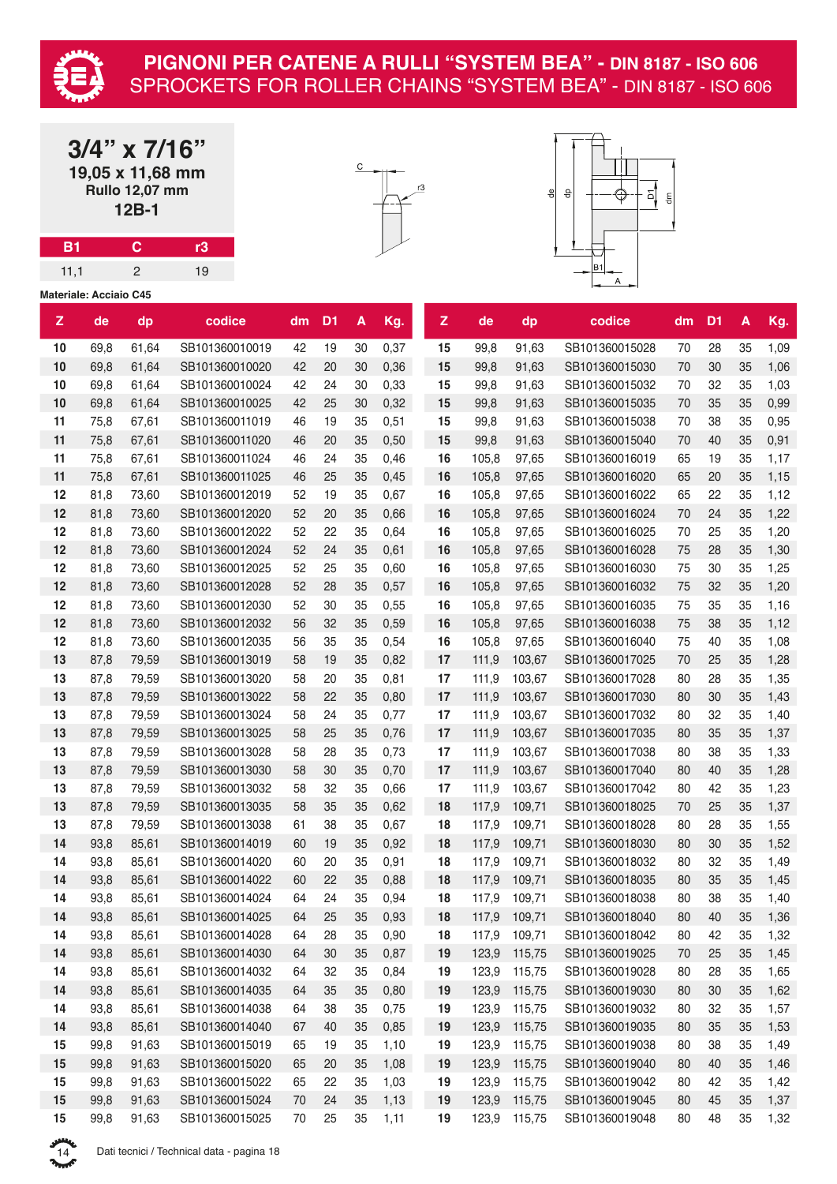# PIGNONI PER CATENE A RULLI "SYSTEM BEA" - DIN 8187 - ISO 606
## SPROCKETS FOR ROLLER CHAINS "SYSTEM BEA" - DIN 8187 - ISO 606

**3/4" x 7/16"**
**19,05 x 11,68 mm**
**Rullo 12,07 mm**
**12B-1**

| B1 | C | r3 |
|---|---|---|
| 11,1 | 2 | 19 |

**Materiale: Acciaio C45**

| Z | de | dp | codice | dm | D1 | A | Kg. |
|---|---|---|---|---|---|---|---|
| 10 | 69,8 | 61,64 | SB101360010019 | 42 | 19 | 30 | 0,37 |
| 10 | 69,8 | 61,64 | SB101360010020 | 42 | 20 | 30 | 0,36 |
| 10 | 69,8 | 61,64 | SB101360010024 | 42 | 24 | 30 | 0,33 |
| 10 | 69,8 | 61,64 | SB101360010025 | 42 | 25 | 30 | 0,32 |
| 11 | 75,8 | 67,61 | SB101360011019 | 46 | 19 | 35 | 0,51 |
| 11 | 75,8 | 67,61 | SB101360011020 | 46 | 20 | 35 | 0,50 |
| 11 | 75,8 | 67,61 | SB101360011024 | 46 | 24 | 35 | 0,46 |
| 11 | 75,8 | 67,61 | SB101360011025 | 46 | 25 | 35 | 0,45 |
| 12 | 81,8 | 73,60 | SB101360012019 | 52 | 19 | 35 | 0,67 |
| 12 | 81,8 | 73,60 | SB101360012020 | 52 | 20 | 35 | 0,66 |
| 12 | 81,8 | 73,60 | SB101360012022 | 52 | 22 | 35 | 0,64 |
| 12 | 81,8 | 73,60 | SB101360012024 | 52 | 24 | 35 | 0,61 |
| 12 | 81,8 | 73,60 | SB101360012025 | 52 | 25 | 35 | 0,60 |
| 12 | 81,8 | 73,60 | SB101360012028 | 52 | 28 | 35 | 0,57 |
| 12 | 81,8 | 73,60 | SB101360012030 | 52 | 30 | 35 | 0,55 |
| 12 | 81,8 | 73,60 | SB101360012032 | 56 | 32 | 35 | 0,59 |
| 12 | 81,8 | 73,60 | SB101360012035 | 56 | 35 | 35 | 0,54 |
| 13 | 87,8 | 79,59 | SB101360013019 | 58 | 19 | 35 | 0,82 |
| 13 | 87,8 | 79,59 | SB101360013020 | 58 | 20 | 35 | 0,81 |
| 13 | 87,8 | 79,59 | SB101360013022 | 58 | 22 | 35 | 0,80 |
| 13 | 87,8 | 79,59 | SB101360013024 | 58 | 24 | 35 | 0,77 |
| 13 | 87,8 | 79,59 | SB101360013025 | 58 | 25 | 35 | 0,76 |
| 13 | 87,8 | 79,59 | SB101360013028 | 58 | 28 | 35 | 0,73 |
| 13 | 87,8 | 79,59 | SB101360013030 | 58 | 30 | 35 | 0,70 |
| 13 | 87,8 | 79,59 | SB101360013032 | 58 | 32 | 35 | 0,66 |
| 13 | 87,8 | 79,59 | SB101360013035 | 58 | 35 | 35 | 0,62 |
| 13 | 87,8 | 79,59 | SB101360013038 | 61 | 38 | 35 | 0,67 |
| 14 | 93,8 | 85,61 | SB101360014019 | 60 | 19 | 35 | 0,92 |
| 14 | 93,8 | 85,61 | SB101360014020 | 60 | 20 | 35 | 0,91 |
| 14 | 93,8 | 85,61 | SB101360014022 | 60 | 22 | 35 | 0,88 |
| 14 | 93,8 | 85,61 | SB101360014024 | 64 | 24 | 35 | 0,94 |
| 14 | 93,8 | 85,61 | SB101360014025 | 64 | 25 | 35 | 0,93 |
| 14 | 93,8 | 85,61 | SB101360014028 | 64 | 28 | 35 | 0,90 |
| 14 | 93,8 | 85,61 | SB101360014030 | 64 | 30 | 35 | 0,87 |
| 14 | 93,8 | 85,61 | SB101360014032 | 64 | 32 | 35 | 0,84 |
| 14 | 93,8 | 85,61 | SB101360014035 | 64 | 35 | 35 | 0,80 |
| 14 | 93,8 | 85,61 | SB101360014038 | 64 | 38 | 35 | 0,75 |
| 14 | 93,8 | 85,61 | SB101360014040 | 67 | 40 | 35 | 0,85 |
| 15 | 99,8 | 91,63 | SB101360015019 | 65 | 19 | 35 | 1,10 |
| 15 | 99,8 | 91,63 | SB101360015020 | 65 | 20 | 35 | 1,08 |
| 15 | 99,8 | 91,63 | SB101360015022 | 65 | 22 | 35 | 1,03 |
| 15 | 99,8 | 91,63 | SB101360015024 | 70 | 24 | 35 | 1,13 |
| 15 | 99,8 | 91,63 | SB101360015025 | 70 | 25 | 35 | 1,11 |
| 15 | 99,8 | 91,63 | SB101360015028 | 70 | 28 | 35 | 1,09 |
| 15 | 99,8 | 91,63 | SB101360015030 | 70 | 30 | 35 | 1,06 |
| 15 | 99,8 | 91,63 | SB101360015032 | 70 | 32 | 35 | 1,03 |
| 15 | 99,8 | 91,63 | SB101360015035 | 70 | 35 | 35 | 0,99 |
| 15 | 99,8 | 91,63 | SB101360015038 | 70 | 38 | 35 | 0,95 |
| 15 | 99,8 | 91,63 | SB101360015040 | 70 | 40 | 35 | 0,91 |
| 16 | 105,8 | 97,65 | SB101360016019 | 65 | 19 | 35 | 1,17 |
| 16 | 105,8 | 97,65 | SB101360016020 | 65 | 20 | 35 | 1,15 |
| 16 | 105,8 | 97,65 | SB101360016022 | 65 | 22 | 35 | 1,12 |
| 16 | 105,8 | 97,65 | SB101360016024 | 70 | 24 | 35 | 1,22 |
| 16 | 105,8 | 97,65 | SB101360016025 | 70 | 25 | 35 | 1,20 |
| 16 | 105,8 | 97,65 | SB101360016028 | 75 | 28 | 35 | 1,30 |
| 16 | 105,8 | 97,65 | SB101360016030 | 75 | 30 | 35 | 1,25 |
| 16 | 105,8 | 97,65 | SB101360016032 | 75 | 32 | 35 | 1,20 |
| 16 | 105,8 | 97,65 | SB101360016035 | 75 | 35 | 35 | 1,16 |
| 16 | 105,8 | 97,65 | SB101360016038 | 75 | 38 | 35 | 1,12 |
| 16 | 105,8 | 97,65 | SB101360016040 | 75 | 40 | 35 | 1,08 |
| 17 | 111,9 | 103,67 | SB101360017025 | 70 | 25 | 35 | 1,28 |
| 17 | 111,9 | 103,67 | SB101360017028 | 80 | 28 | 35 | 1,35 |
| 17 | 111,9 | 103,67 | SB101360017030 | 80 | 30 | 35 | 1,43 |
| 17 | 111,9 | 103,67 | SB101360017032 | 80 | 32 | 35 | 1,40 |
| 17 | 111,9 | 103,67 | SB101360017035 | 80 | 35 | 35 | 1,37 |
| 17 | 111,9 | 103,67 | SB101360017038 | 80 | 38 | 35 | 1,33 |
| 17 | 111,9 | 103,67 | SB101360017040 | 80 | 40 | 35 | 1,28 |
| 17 | 111,9 | 103,67 | SB101360017042 | 80 | 42 | 35 | 1,23 |
| 18 | 117,9 | 109,71 | SB101360018025 | 70 | 25 | 35 | 1,37 |
| 18 | 117,9 | 109,71 | SB101360018028 | 80 | 28 | 35 | 1,55 |
| 18 | 117,9 | 109,71 | SB101360018030 | 80 | 30 | 35 | 1,52 |
| 18 | 117,9 | 109,71 | SB101360018032 | 80 | 32 | 35 | 1,49 |
| 18 | 117,9 | 109,71 | SB101360018035 | 80 | 35 | 35 | 1,45 |
| 18 | 117,9 | 109,71 | SB101360018038 | 80 | 38 | 35 | 1,40 |
| 18 | 117,9 | 109,71 | SB101360018040 | 80 | 40 | 35 | 1,36 |
| 18 | 117,9 | 109,71 | SB101360018042 | 80 | 42 | 35 | 1,32 |
| 19 | 123,9 | 115,75 | SB101360019025 | 70 | 25 | 35 | 1,45 |
| 19 | 123,9 | 115,75 | SB101360019028 | 80 | 28 | 35 | 1,65 |
| 19 | 123,9 | 115,75 | SB101360019030 | 80 | 30 | 35 | 1,62 |
| 19 | 123,9 | 115,75 | SB101360019032 | 80 | 32 | 35 | 1,57 |
| 19 | 123,9 | 115,75 | SB101360019035 | 80 | 35 | 35 | 1,53 |
| 19 | 123,9 | 115,75 | SB101360019038 | 80 | 38 | 35 | 1,49 |
| 19 | 123,9 | 115,75 | SB101360019040 | 80 | 40 | 35 | 1,46 |
| 19 | 123,9 | 115,75 | SB101360019042 | 80 | 42 | 35 | 1,42 |
| 19 | 123,9 | 115,75 | SB101360019045 | 80 | 45 | 35 | 1,37 |
| 19 | 123,9 | 115,75 | SB101360019048 | 80 | 48 | 35 | 1,32 |

Dati tecnici / Technical data - pagina 18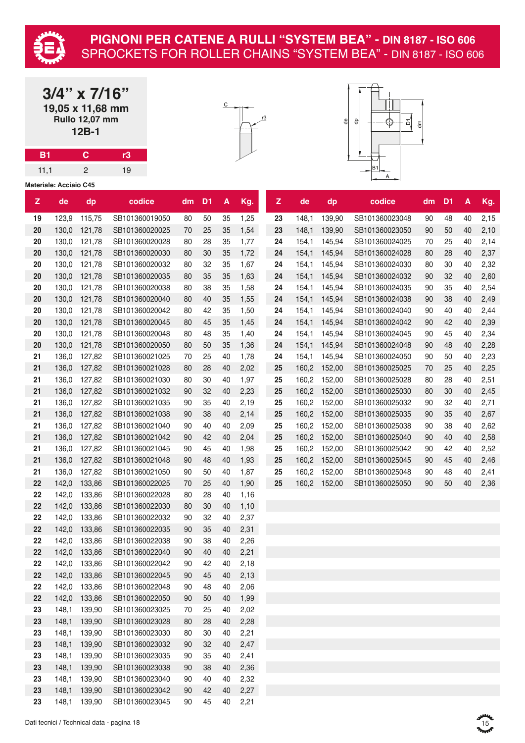# PIGNONI PER CATENE A RULLI “SYSTEM BEA” - DIN 8187 - ISO 606
## SPROCKETS FOR ROLLER CHAINS “SYSTEM BEA” - DIN 8187 - ISO 606

### 3/4” x 7/16”
**19,05 x 11,68 mm**
**Rullo 12,07 mm**
**12B-1**

| B1 | C | r3 |
|---|---|---|
| 11,1 | 2 | 19 |

**Materiale: Acciaio C45**

| Z | de | dp | codice | dm | D1 | A | Kg. |
|---|---|---|---|---|---|---|---|
| 19 | 123,9 | 115,75 | SB101360019050 | 80 | 50 | 35 | 1,25 |
| 20 | 130,0 | 121,78 | SB101360020025 | 70 | 25 | 35 | 1,54 |
| 20 | 130,0 | 121,78 | SB101360020028 | 80 | 28 | 35 | 1,77 |
| 20 | 130,0 | 121,78 | SB101360020030 | 80 | 30 | 35 | 1,72 |
| 20 | 130,0 | 121,78 | SB101360020032 | 80 | 32 | 35 | 1,67 |
| 20 | 130,0 | 121,78 | SB101360020035 | 80 | 35 | 35 | 1,63 |
| 20 | 130,0 | 121,78 | SB101360020038 | 80 | 38 | 35 | 1,58 |
| 20 | 130,0 | 121,78 | SB101360020040 | 80 | 40 | 35 | 1,55 |
| 20 | 130,0 | 121,78 | SB101360020042 | 80 | 42 | 35 | 1,50 |
| 20 | 130,0 | 121,78 | SB101360020045 | 80 | 45 | 35 | 1,45 |
| 20 | 130,0 | 121,78 | SB101360020048 | 80 | 48 | 35 | 1,40 |
| 20 | 130,0 | 121,78 | SB101360020050 | 80 | 50 | 35 | 1,36 |
| 21 | 136,0 | 127,82 | SB101360021025 | 70 | 25 | 40 | 1,78 |
| 21 | 136,0 | 127,82 | SB101360021028 | 80 | 28 | 40 | 2,02 |
| 21 | 136,0 | 127,82 | SB101360021030 | 80 | 30 | 40 | 1,97 |
| 21 | 136,0 | 127,82 | SB101360021032 | 90 | 32 | 40 | 2,23 |
| 21 | 136,0 | 127,82 | SB101360021035 | 90 | 35 | 40 | 2,19 |
| 21 | 136,0 | 127,82 | SB101360021038 | 90 | 38 | 40 | 2,14 |
| 21 | 136,0 | 127,82 | SB101360021040 | 90 | 40 | 40 | 2,09 |
| 21 | 136,0 | 127,82 | SB101360021042 | 90 | 42 | 40 | 2,04 |
| 21 | 136,0 | 127,82 | SB101360021045 | 90 | 45 | 40 | 1,98 |
| 21 | 136,0 | 127,82 | SB101360021048 | 90 | 48 | 40 | 1,93 |
| 21 | 136,0 | 127,82 | SB101360021050 | 90 | 50 | 40 | 1,87 |
| 22 | 142,0 | 133,86 | SB101360022025 | 70 | 25 | 40 | 1,90 |
| 22 | 142,0 | 133,86 | SB101360022028 | 80 | 28 | 40 | 1,16 |
| 22 | 142,0 | 133,86 | SB101360022030 | 80 | 30 | 40 | 1,10 |
| 22 | 142,0 | 133,86 | SB101360022032 | 90 | 32 | 40 | 2,37 |
| 22 | 142,0 | 133,86 | SB101360022035 | 90 | 35 | 40 | 2,31 |
| 22 | 142,0 | 133,86 | SB101360022038 | 90 | 38 | 40 | 2,26 |
| 22 | 142,0 | 133,86 | SB101360022040 | 90 | 40 | 40 | 2,21 |
| 22 | 142,0 | 133,86 | SB101360022042 | 90 | 42 | 40 | 2,18 |
| 22 | 142,0 | 133,86 | SB101360022045 | 90 | 45 | 40 | 2,13 |
| 22 | 142,0 | 133,86 | SB101360022048 | 90 | 48 | 40 | 2,06 |
| 22 | 142,0 | 133,86 | SB101360022050 | 90 | 50 | 40 | 1,99 |
| 23 | 148,1 | 139,90 | SB101360023025 | 70 | 25 | 40 | 2,02 |
| 23 | 148,1 | 139,90 | SB101360023028 | 80 | 28 | 40 | 2,28 |
| 23 | 148,1 | 139,90 | SB101360023030 | 80 | 30 | 40 | 2,21 |
| 23 | 148,1 | 139,90 | SB101360023032 | 90 | 32 | 40 | 2,47 |
| 23 | 148,1 | 139,90 | SB101360023035 | 90 | 35 | 40 | 2,41 |
| 23 | 148,1 | 139,90 | SB101360023038 | 90 | 38 | 40 | 2,36 |
| 23 | 148,1 | 139,90 | SB101360023040 | 90 | 40 | 40 | 2,32 |
| 23 | 148,1 | 139,90 | SB101360023042 | 90 | 42 | 40 | 2,27 |
| 23 | 148,1 | 139,90 | SB101360023045 | 90 | 45 | 40 | 2,21 |
| 23 | 148,1 | 139,90 | SB101360023048 | 90 | 48 | 40 | 2,15 |
| 23 | 148,1 | 139,90 | SB101360023050 | 90 | 50 | 40 | 2,10 |
| 24 | 154,1 | 145,94 | SB101360024025 | 70 | 25 | 40 | 2,14 |
| 24 | 154,1 | 145,94 | SB101360024028 | 80 | 28 | 40 | 2,37 |
| 24 | 154,1 | 145,94 | SB101360024030 | 80 | 30 | 40 | 2,32 |
| 24 | 154,1 | 145,94 | SB101360024032 | 90 | 32 | 40 | 2,60 |
| 24 | 154,1 | 145,94 | SB101360024035 | 90 | 35 | 40 | 2,54 |
| 24 | 154,1 | 145,94 | SB101360024038 | 90 | 38 | 40 | 2,49 |
| 24 | 154,1 | 145,94 | SB101360024040 | 90 | 40 | 40 | 2,44 |
| 24 | 154,1 | 145,94 | SB101360024042 | 90 | 42 | 40 | 2,39 |
| 24 | 154,1 | 145,94 | SB101360024045 | 90 | 45 | 40 | 2,34 |
| 24 | 154,1 | 145,94 | SB101360024048 | 90 | 48 | 40 | 2,28 |
| 24 | 154,1 | 145,94 | SB101360024050 | 90 | 50 | 40 | 2,23 |
| 25 | 160,2 | 152,00 | SB101360025025 | 70 | 25 | 40 | 2,25 |
| 25 | 160,2 | 152,00 | SB101360025028 | 80 | 28 | 40 | 2,51 |
| 25 | 160,2 | 152,00 | SB101360025030 | 80 | 30 | 40 | 2,45 |
| 25 | 160,2 | 152,00 | SB101360025032 | 90 | 32 | 40 | 2,71 |
| 25 | 160,2 | 152,00 | SB101360025035 | 90 | 35 | 40 | 2,67 |
| 25 | 160,2 | 152,00 | SB101360025038 | 90 | 38 | 40 | 2,62 |
| 25 | 160,2 | 152,00 | SB101360025040 | 90 | 40 | 40 | 2,58 |
| 25 | 160,2 | 152,00 | SB101360025042 | 90 | 42 | 40 | 2,52 |
| 25 | 160,2 | 152,00 | SB101360025045 | 90 | 45 | 40 | 2,46 |
| 25 | 160,2 | 152,00 | SB101360025048 | 90 | 48 | 40 | 2,41 |
| 25 | 160,2 | 152,00 | SB101360025050 | 90 | 50 | 40 | 2,36 |

Dati tecnici / Technical data - pagina 18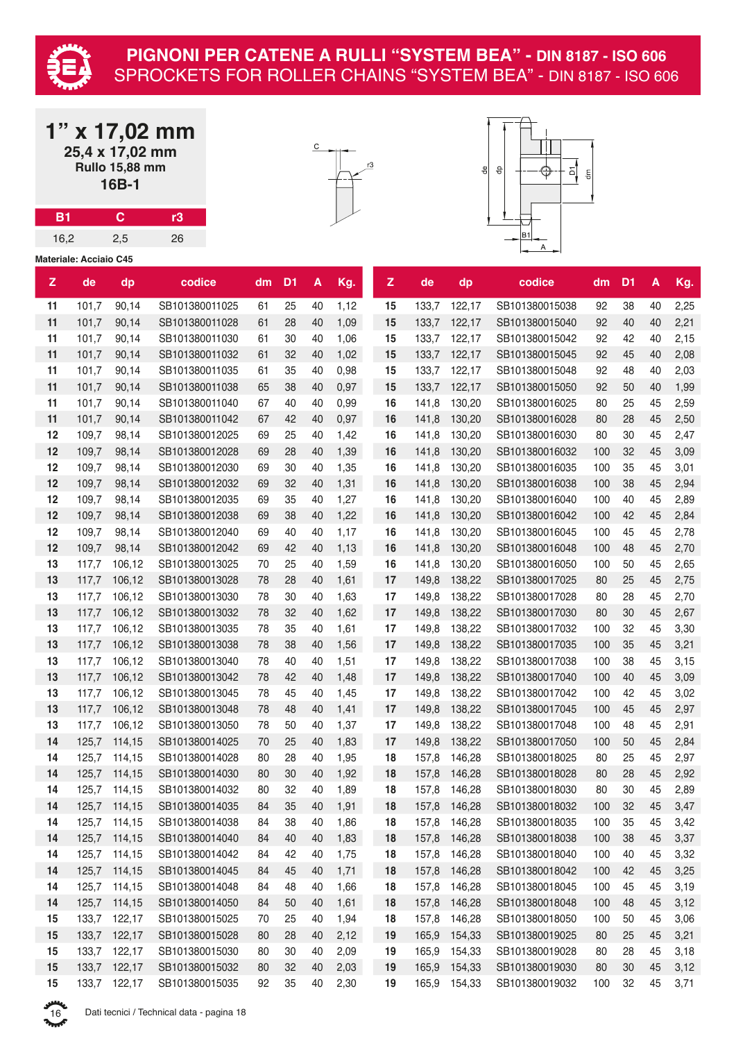# PIGNONI PER CATENE A RULLI "SYSTEM BEA" - DIN 8187 - ISO 606
## SPROCKETS FOR ROLLER CHAINS "SYSTEM BEA" - DIN 8187 - ISO 606

## 1" x 17,02 mm
**25,4 x 17,02 mm**
**Rullo 15,88 mm**
**16B-1**

| B1 | C | r3 |
|---|---|---|
| 16,2 | 2,5 | 26 |

**Materiale: Acciaio C45**

| Z | de | dp | codice | dm | D1 | A | Kg. |
|---|---|---|---|---|---|---|---|
| 11 | 101,7 | 90,14 | SB101380011025 | 61 | 25 | 40 | 1,12 |
| 11 | 101,7 | 90,14 | SB101380011028 | 61 | 28 | 40 | 1,09 |
| 11 | 101,7 | 90,14 | SB101380011030 | 61 | 30 | 40 | 1,06 |
| 11 | 101,7 | 90,14 | SB101380011032 | 61 | 32 | 40 | 1,02 |
| 11 | 101,7 | 90,14 | SB101380011035 | 61 | 35 | 40 | 0,98 |
| 11 | 101,7 | 90,14 | SB101380011038 | 65 | 38 | 40 | 0,97 |
| 11 | 101,7 | 90,14 | SB101380011040 | 67 | 40 | 40 | 0,99 |
| 11 | 101,7 | 90,14 | SB101380011042 | 67 | 42 | 40 | 0,97 |
| 12 | 109,7 | 98,14 | SB101380012025 | 69 | 25 | 40 | 1,42 |
| 12 | 109,7 | 98,14 | SB101380012028 | 69 | 28 | 40 | 1,39 |
| 12 | 109,7 | 98,14 | SB101380012030 | 69 | 30 | 40 | 1,35 |
| 12 | 109,7 | 98,14 | SB101380012032 | 69 | 32 | 40 | 1,31 |
| 12 | 109,7 | 98,14 | SB101380012035 | 69 | 35 | 40 | 1,27 |
| 12 | 109,7 | 98,14 | SB101380012038 | 69 | 38 | 40 | 1,22 |
| 12 | 109,7 | 98,14 | SB101380012040 | 69 | 40 | 40 | 1,17 |
| 12 | 109,7 | 98,14 | SB101380012042 | 69 | 42 | 40 | 1,13 |
| 13 | 117,7 | 106,12 | SB101380013025 | 70 | 25 | 40 | 1,59 |
| 13 | 117,7 | 106,12 | SB101380013028 | 78 | 28 | 40 | 1,61 |
| 13 | 117,7 | 106,12 | SB101380013030 | 78 | 30 | 40 | 1,63 |
| 13 | 117,7 | 106,12 | SB101380013032 | 78 | 32 | 40 | 1,62 |
| 13 | 117,7 | 106,12 | SB101380013035 | 78 | 35 | 40 | 1,61 |
| 13 | 117,7 | 106,12 | SB101380013038 | 78 | 38 | 40 | 1,56 |
| 13 | 117,7 | 106,12 | SB101380013040 | 78 | 40 | 40 | 1,51 |
| 13 | 117,7 | 106,12 | SB101380013042 | 78 | 42 | 40 | 1,48 |
| 13 | 117,7 | 106,12 | SB101380013045 | 78 | 45 | 40 | 1,45 |
| 13 | 117,7 | 106,12 | SB101380013048 | 78 | 48 | 40 | 1,41 |
| 13 | 117,7 | 106,12 | SB101380013050 | 78 | 50 | 40 | 1,37 |
| 14 | 125,7 | 114,15 | SB101380014025 | 70 | 25 | 40 | 1,83 |
| 14 | 125,7 | 114,15 | SB101380014028 | 80 | 28 | 40 | 1,95 |
| 14 | 125,7 | 114,15 | SB101380014030 | 80 | 30 | 40 | 1,92 |
| 14 | 125,7 | 114,15 | SB101380014032 | 80 | 32 | 40 | 1,89 |
| 14 | 125,7 | 114,15 | SB101380014035 | 84 | 35 | 40 | 1,91 |
| 14 | 125,7 | 114,15 | SB101380014038 | 84 | 38 | 40 | 1,86 |
| 14 | 125,7 | 114,15 | SB101380014040 | 84 | 40 | 40 | 1,83 |
| 14 | 125,7 | 114,15 | SB101380014042 | 84 | 42 | 40 | 1,75 |
| 14 | 125,7 | 114,15 | SB101380014045 | 84 | 45 | 40 | 1,71 |
| 14 | 125,7 | 114,15 | SB101380014048 | 84 | 48 | 40 | 1,66 |
| 14 | 125,7 | 114,15 | SB101380014050 | 84 | 50 | 40 | 1,61 |
| 15 | 133,7 | 122,17 | SB101380015025 | 70 | 25 | 40 | 1,94 |
| 15 | 133,7 | 122,17 | SB101380015028 | 80 | 28 | 40 | 2,12 |
| 15 | 133,7 | 122,17 | SB101380015030 | 80 | 30 | 40 | 2,09 |
| 15 | 133,7 | 122,17 | SB101380015032 | 80 | 32 | 40 | 2,03 |
| 15 | 133,7 | 122,17 | SB101380015035 | 92 | 35 | 40 | 2,30 |
| 15 | 133,7 | 122,17 | SB101380015038 | 92 | 38 | 40 | 2,25 |
| 15 | 133,7 | 122,17 | SB101380015040 | 92 | 40 | 40 | 2,21 |
| 15 | 133,7 | 122,17 | SB101380015042 | 92 | 42 | 40 | 2,15 |
| 15 | 133,7 | 122,17 | SB101380015045 | 92 | 45 | 40 | 2,08 |
| 15 | 133,7 | 122,17 | SB101380015048 | 92 | 48 | 40 | 2,03 |
| 15 | 133,7 | 122,17 | SB101380015050 | 92 | 50 | 40 | 1,99 |
| 16 | 141,8 | 130,20 | SB101380016025 | 80 | 25 | 45 | 2,59 |
| 16 | 141,8 | 130,20 | SB101380016028 | 80 | 28 | 45 | 2,50 |
| 16 | 141,8 | 130,20 | SB101380016030 | 80 | 30 | 45 | 2,47 |
| 16 | 141,8 | 130,20 | SB101380016032 | 100 | 32 | 45 | 3,09 |
| 16 | 141,8 | 130,20 | SB101380016035 | 100 | 35 | 45 | 3,01 |
| 16 | 141,8 | 130,20 | SB101380016038 | 100 | 38 | 45 | 2,94 |
| 16 | 141,8 | 130,20 | SB101380016040 | 100 | 40 | 45 | 2,89 |
| 16 | 141,8 | 130,20 | SB101380016042 | 100 | 42 | 45 | 2,84 |
| 16 | 141,8 | 130,20 | SB101380016045 | 100 | 45 | 45 | 2,78 |
| 16 | 141,8 | 130,20 | SB101380016048 | 100 | 48 | 45 | 2,70 |
| 16 | 141,8 | 130,20 | SB101380016050 | 100 | 50 | 45 | 2,65 |
| 17 | 149,8 | 138,22 | SB101380017025 | 80 | 25 | 45 | 2,75 |
| 17 | 149,8 | 138,22 | SB101380017028 | 80 | 28 | 45 | 2,70 |
| 17 | 149,8 | 138,22 | SB101380017030 | 80 | 30 | 45 | 2,67 |
| 17 | 149,8 | 138,22 | SB101380017032 | 100 | 32 | 45 | 3,30 |
| 17 | 149,8 | 138,22 | SB101380017035 | 100 | 35 | 45 | 3,21 |
| 17 | 149,8 | 138,22 | SB101380017038 | 100 | 38 | 45 | 3,15 |
| 17 | 149,8 | 138,22 | SB101380017040 | 100 | 40 | 45 | 3,09 |
| 17 | 149,8 | 138,22 | SB101380017042 | 100 | 42 | 45 | 3,02 |
| 17 | 149,8 | 138,22 | SB101380017045 | 100 | 45 | 45 | 2,97 |
| 17 | 149,8 | 138,22 | SB101380017048 | 100 | 48 | 45 | 2,91 |
| 17 | 149,8 | 138,22 | SB101380017050 | 100 | 50 | 45 | 2,84 |
| 18 | 157,8 | 146,28 | SB101380018025 | 80 | 25 | 45 | 2,97 |
| 18 | 157,8 | 146,28 | SB101380018028 | 80 | 28 | 45 | 2,92 |
| 18 | 157,8 | 146,28 | SB101380018030 | 80 | 30 | 45 | 2,89 |
| 18 | 157,8 | 146,28 | SB101380018032 | 100 | 32 | 45 | 3,47 |
| 18 | 157,8 | 146,28 | SB101380018035 | 100 | 35 | 45 | 3,42 |
| 18 | 157,8 | 146,28 | SB101380018038 | 100 | 38 | 45 | 3,37 |
| 18 | 157,8 | 146,28 | SB101380018040 | 100 | 40 | 45 | 3,32 |
| 18 | 157,8 | 146,28 | SB101380018042 | 100 | 42 | 45 | 3,25 |
| 18 | 157,8 | 146,28 | SB101380018045 | 100 | 45 | 45 | 3,19 |
| 18 | 157,8 | 146,28 | SB101380018048 | 100 | 48 | 45 | 3,12 |
| 18 | 157,8 | 146,28 | SB101380018050 | 100 | 50 | 45 | 3,06 |
| 19 | 165,9 | 154,33 | SB101380019025 | 80 | 25 | 45 | 3,21 |
| 19 | 165,9 | 154,33 | SB101380019028 | 80 | 28 | 45 | 3,18 |
| 19 | 165,9 | 154,33 | SB101380019030 | 80 | 30 | 45 | 3,12 |
| 19 | 165,9 | 154,33 | SB101380019032 | 100 | 32 | 45 | 3,71 |

Dati tecnici / Technical data - pagina 18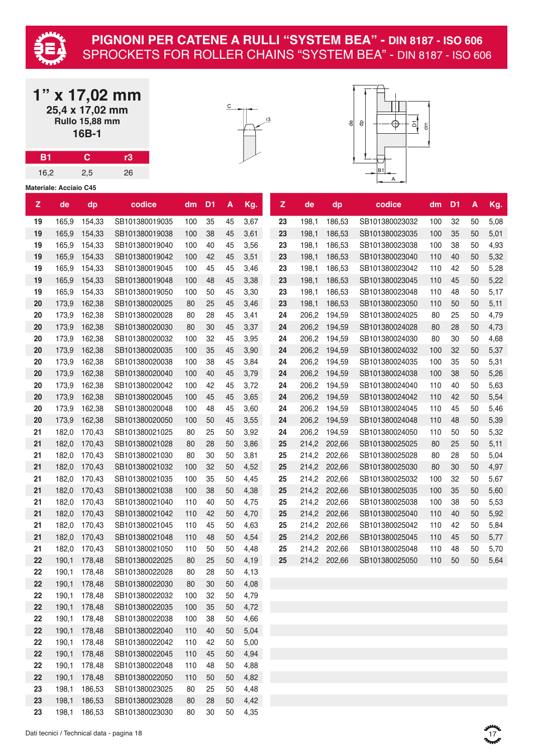# PIGNONI PER CATENE A RULLI "SYSTEM BEA" - DIN 8187 - ISO 606
## SPROCKETS FOR ROLLER CHAINS "SYSTEM BEA" - DIN 8187 - ISO 606

### 1" x 17,02 mm
**25,4 x 17,02 mm**
**Rullo 15,88 mm**
**16B-1**

| B1 | C | r3 |
|---|---|---|
| 16,2 | 2,5 | 26 |

**Materiale: Acciaio C45**

| Z | de | dp | codice | dm | D1 | A | Kg. |
|---|---|---|---|---|---|---|---|
| 19 | 165,9 | 154,33 | SB101380019035 | 100 | 35 | 45 | 3,67 |
| 19 | 165,9 | 154,33 | SB101380019038 | 100 | 38 | 45 | 3,61 |
| 19 | 165,9 | 154,33 | SB101380019040 | 100 | 40 | 45 | 3,56 |
| 19 | 165,9 | 154,33 | SB101380019042 | 100 | 42 | 45 | 3,51 |
| 19 | 165,9 | 154,33 | SB101380019045 | 100 | 45 | 45 | 3,46 |
| 19 | 165,9 | 154,33 | SB101380019048 | 100 | 48 | 45 | 3,38 |
| 19 | 165,9 | 154,33 | SB101380019050 | 100 | 50 | 45 | 3,30 |
| 20 | 173,9 | 162,38 | SB101380020025 | 80 | 25 | 45 | 3,46 |
| 20 | 173,9 | 162,38 | SB101380020028 | 80 | 28 | 45 | 3,41 |
| 20 | 173,9 | 162,38 | SB101380020030 | 80 | 30 | 45 | 3,37 |
| 20 | 173,9 | 162,38 | SB101380020032 | 100 | 32 | 45 | 3,95 |
| 20 | 173,9 | 162,38 | SB101380020035 | 100 | 35 | 45 | 3,90 |
| 20 | 173,9 | 162,38 | SB101380020038 | 100 | 38 | 45 | 3,84 |
| 20 | 173,9 | 162,38 | SB101380020040 | 100 | 40 | 45 | 3,79 |
| 20 | 173,9 | 162,38 | SB101380020042 | 100 | 42 | 45 | 3,72 |
| 20 | 173,9 | 162,38 | SB101380020045 | 100 | 45 | 45 | 3,65 |
| 20 | 173,9 | 162,38 | SB101380020048 | 100 | 48 | 45 | 3,60 |
| 20 | 173,9 | 162,38 | SB101380020050 | 100 | 50 | 45 | 3,55 |
| 21 | 182,0 | 170,43 | SB101380021025 | 80 | 25 | 50 | 3,92 |
| 21 | 182,0 | 170,43 | SB101380021028 | 80 | 28 | 50 | 3,86 |
| 21 | 182,0 | 170,43 | SB101380021030 | 80 | 30 | 50 | 3,81 |
| 21 | 182,0 | 170,43 | SB101380021032 | 100 | 32 | 50 | 4,52 |
| 21 | 182,0 | 170,43 | SB101380021035 | 100 | 35 | 50 | 4,45 |
| 21 | 182,0 | 170,43 | SB101380021038 | 100 | 38 | 50 | 4,38 |
| 21 | 182,0 | 170,43 | SB101380021040 | 110 | 40 | 50 | 4,75 |
| 21 | 182,0 | 170,43 | SB101380021042 | 110 | 42 | 50 | 4,70 |
| 21 | 182,0 | 170,43 | SB101380021045 | 110 | 45 | 50 | 4,63 |
| 21 | 182,0 | 170,43 | SB101380021048 | 110 | 48 | 50 | 4,54 |
| 21 | 182,0 | 170,43 | SB101380021050 | 110 | 50 | 50 | 4,48 |
| 22 | 190,1 | 178,48 | SB101380022025 | 80 | 25 | 50 | 4,19 |
| 22 | 190,1 | 178,48 | SB101380022028 | 80 | 28 | 50 | 4,13 |
| 22 | 190,1 | 178,48 | SB101380022030 | 80 | 30 | 50 | 4,08 |
| 22 | 190,1 | 178,48 | SB101380022032 | 100 | 32 | 50 | 4,79 |
| 22 | 190,1 | 178,48 | SB101380022035 | 100 | 35 | 50 | 4,72 |
| 22 | 190,1 | 178,48 | SB101380022038 | 100 | 38 | 50 | 4,66 |
| 22 | 190,1 | 178,48 | SB101380022040 | 110 | 40 | 50 | 5,04 |
| 22 | 190,1 | 178,48 | SB101380022042 | 110 | 42 | 50 | 5,00 |
| 22 | 190,1 | 178,48 | SB101380022045 | 110 | 45 | 50 | 4,94 |
| 22 | 190,1 | 178,48 | SB101380022048 | 110 | 48 | 50 | 4,88 |
| 22 | 190,1 | 178,48 | SB101380022050 | 110 | 50 | 50 | 4,82 |
| 23 | 198,1 | 186,53 | SB101380023025 | 80 | 25 | 50 | 4,48 |
| 23 | 198,1 | 186,53 | SB101380023028 | 80 | 28 | 50 | 4,42 |
| 23 | 198,1 | 186,53 | SB101380023030 | 80 | 30 | 50 | 4,35 |
| 23 | 198,1 | 186,53 | SB101380023032 | 100 | 32 | 50 | 5,08 |
| 23 | 198,1 | 186,53 | SB101380023035 | 100 | 35 | 50 | 5,01 |
| 23 | 198,1 | 186,53 | SB101380023038 | 100 | 38 | 50 | 4,93 |
| 23 | 198,1 | 186,53 | SB101380023040 | 110 | 40 | 50 | 5,32 |
| 23 | 198,1 | 186,53 | SB101380023042 | 110 | 42 | 50 | 5,28 |
| 23 | 198,1 | 186,53 | SB101380023045 | 110 | 45 | 50 | 5,22 |
| 23 | 198,1 | 186,53 | SB101380023048 | 110 | 48 | 50 | 5,17 |
| 23 | 198,1 | 186,53 | SB101380023050 | 110 | 50 | 50 | 5,11 |
| 24 | 206,2 | 194,59 | SB101380024025 | 80 | 25 | 50 | 4,79 |
| 24 | 206,2 | 194,59 | SB101380024028 | 80 | 28 | 50 | 4,73 |
| 24 | 206,2 | 194,59 | SB101380024030 | 80 | 30 | 50 | 4,68 |
| 24 | 206,2 | 194,59 | SB101380024032 | 100 | 32 | 50 | 5,37 |
| 24 | 206,2 | 194,59 | SB101380024035 | 100 | 35 | 50 | 5,31 |
| 24 | 206,2 | 194,59 | SB101380024038 | 100 | 38 | 50 | 5,26 |
| 24 | 206,2 | 194,59 | SB101380024040 | 110 | 40 | 50 | 5,63 |
| 24 | 206,2 | 194,59 | SB101380024042 | 110 | 42 | 50 | 5,54 |
| 24 | 206,2 | 194,59 | SB101380024045 | 110 | 45 | 50 | 5,46 |
| 24 | 206,2 | 194,59 | SB101380024048 | 110 | 48 | 50 | 5,39 |
| 24 | 206,2 | 194,59 | SB101380024050 | 110 | 50 | 50 | 5,32 |
| 25 | 214,2 | 202,66 | SB101380025025 | 80 | 25 | 50 | 5,11 |
| 25 | 214,2 | 202,66 | SB101380025028 | 80 | 28 | 50 | 5,04 |
| 25 | 214,2 | 202,66 | SB101380025030 | 80 | 30 | 50 | 4,97 |
| 25 | 214,2 | 202,66 | SB101380025032 | 100 | 32 | 50 | 5,67 |
| 25 | 214,2 | 202,66 | SB101380025035 | 100 | 35 | 50 | 5,60 |
| 25 | 214,2 | 202,66 | SB101380025038 | 100 | 38 | 50 | 5,53 |
| 25 | 214,2 | 202,66 | SB101380025040 | 110 | 40 | 50 | 5,92 |
| 25 | 214,2 | 202,66 | SB101380025042 | 110 | 42 | 50 | 5,84 |
| 25 | 214,2 | 202,66 | SB101380025045 | 110 | 45 | 50 | 5,77 |
| 25 | 214,2 | 202,66 | SB101380025048 | 110 | 48 | 50 | 5,70 |
| 25 | 214,2 | 202,66 | SB101380025050 | 110 | 50 | 50 | 5,64 |

Dati tecnici / Technical data - pagina 18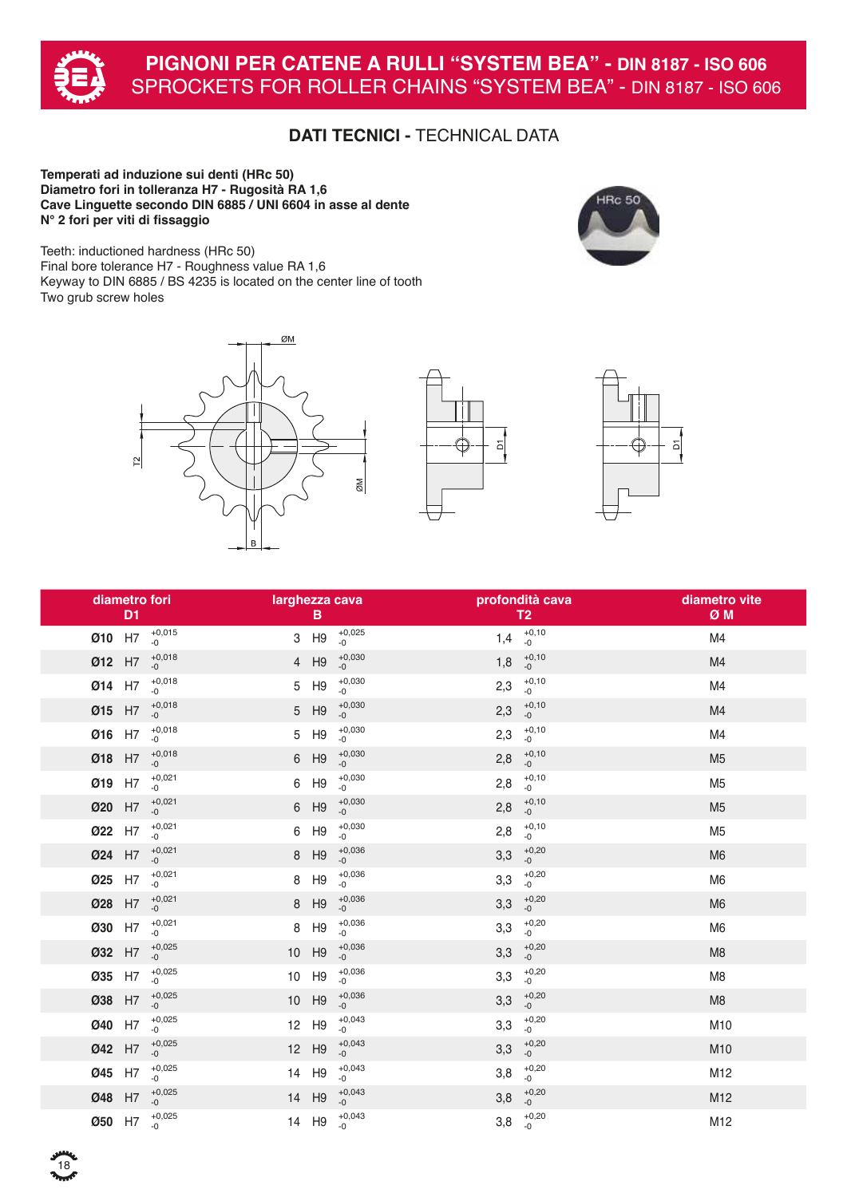# PIGNONI PER CATENE A RULLI "SYSTEM BEA" - DIN 8187 - ISO 606
# SPROCKETS FOR ROLLER CHAINS "SYSTEM BEA" - DIN 8187 - ISO 606

## DATI TECNICI - TECHNICAL DATA

**Temperati ad induzione sui denti (HRc 50)**
**Diametro fori in tolleranza H7 - Rugosità RA 1,6**
**Cave Linguette secondo DIN 6885 / UNI 6604 in asse al dente**
**N° 2 fori per viti di fissaggio**

Teeth: inductioned hardness (HRc 50)
Final bore tolerance H7 - Roughness value RA 1,6
Keyway to DIN 6885 / BS 4235 is located on the center line of tooth
Two grub screw holes

HRc 50

ØM
T2
B
ØM
D1
D1

| diametro fori D1 | | | larghezza cava B | | | profondità cava T2 | | diametro vite Ø M |
|---|---|---|---|---|---|---|---|---|
| Ø10 | H7 | +0,015 -0 | 3 | H9 | +0,025 -0 | 1,4 | +0,10 -0 | M4 |
| Ø12 | H7 | +0,018 -0 | 4 | H9 | +0,030 -0 | 1,8 | +0,10 -0 | M4 |
| Ø14 | H7 | +0,018 -0 | 5 | H9 | +0,030 -0 | 2,3 | +0,10 -0 | M4 |
| Ø15 | H7 | +0,018 -0 | 5 | H9 | +0,030 -0 | 2,3 | +0,10 -0 | M4 |
| Ø16 | H7 | +0,018 -0 | 5 | H9 | +0,030 -0 | 2,3 | +0,10 -0 | M4 |
| Ø18 | H7 | +0,018 -0 | 6 | H9 | +0,030 -0 | 2,8 | +0,10 -0 | M5 |
| Ø19 | H7 | +0,021 -0 | 6 | H9 | +0,030 -0 | 2,8 | +0,10 -0 | M5 |
| Ø20 | H7 | +0,021 -0 | 6 | H9 | +0,030 -0 | 2,8 | +0,10 -0 | M5 |
| Ø22 | H7 | +0,021 -0 | 6 | H9 | +0,030 -0 | 2,8 | +0,10 -0 | M5 |
| Ø24 | H7 | +0,021 -0 | 8 | H9 | +0,036 -0 | 3,3 | +0,20 -0 | M6 |
| Ø25 | H7 | +0,021 -0 | 8 | H9 | +0,036 -0 | 3,3 | +0,20 -0 | M6 |
| Ø28 | H7 | +0,021 -0 | 8 | H9 | +0,036 -0 | 3,3 | +0,20 -0 | M6 |
| Ø30 | H7 | +0,021 -0 | 8 | H9 | +0,036 -0 | 3,3 | +0,20 -0 | M6 |
| Ø32 | H7 | +0,025 -0 | 10 | H9 | +0,036 -0 | 3,3 | +0,20 -0 | M8 |
| Ø35 | H7 | +0,025 -0 | 10 | H9 | +0,036 -0 | 3,3 | +0,20 -0 | M8 |
| Ø38 | H7 | +0,025 -0 | 10 | H9 | +0,036 -0 | 3,3 | +0,20 -0 | M8 |
| Ø40 | H7 | +0,025 -0 | 12 | H9 | +0,043 -0 | 3,3 | +0,20 -0 | M10 |
| Ø42 | H7 | +0,025 -0 | 12 | H9 | +0,043 -0 | 3,3 | +0,20 -0 | M10 |
| Ø45 | H7 | +0,025 -0 | 14 | H9 | +0,043 -0 | 3,8 | +0,20 -0 | M12 |
| Ø48 | H7 | +0,025 -0 | 14 | H9 | +0,043 -0 | 3,8 | +0,20 -0 | M12 |
| Ø50 | H7 | +0,025 -0 | 14 | H9 | +0,043 -0 | 3,8 | +0,20 -0 | M12 |